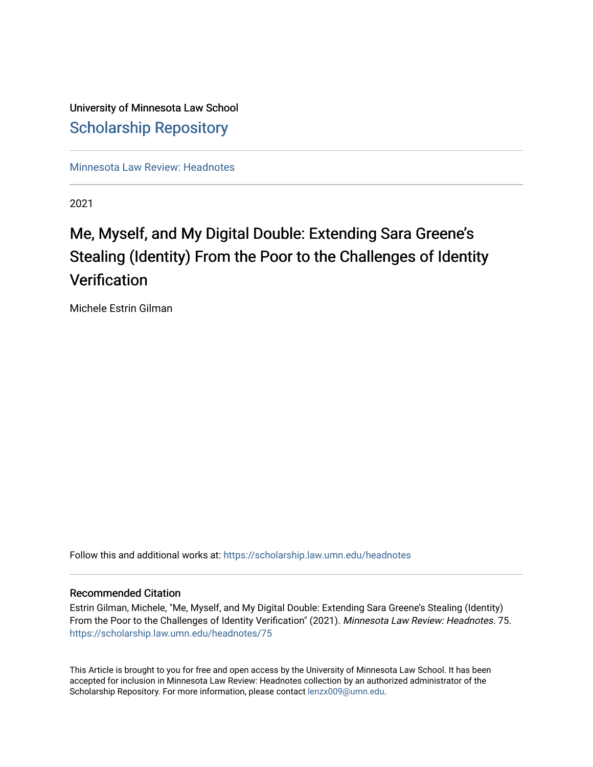University of Minnesota Law School

# Scholarship Repository

Minnesota Law Review: Headnotes

2021

# Me, Myself, and My Digital Double: Extending Sara Greene's Stealing (Identity) From the Poor to the Challenges of Identity Verification

Michele Estrin Gilman

Follow this and additional works at: https://scholarship.law.umn.edu/headnotes

## Recommended Citation

Estrin Gilman, Michele, "Me, Myself, and My Digital Double: Extending Sara Greene's Stealing (Identity) From the Poor to the Challenges of Identity Verification" (2021). *Minnesota Law Review: Headnotes*. 75. https://scholarship.law.umn.edu/headnotes/75

This Article is brought to you for free and open access by the University of Minnesota Law School. It has been accepted for inclusion in Minnesota Law Review: Headnotes collection by an authorized administrator of the Scholarship Repository. For more information, please contact lenzx009@umn.edu.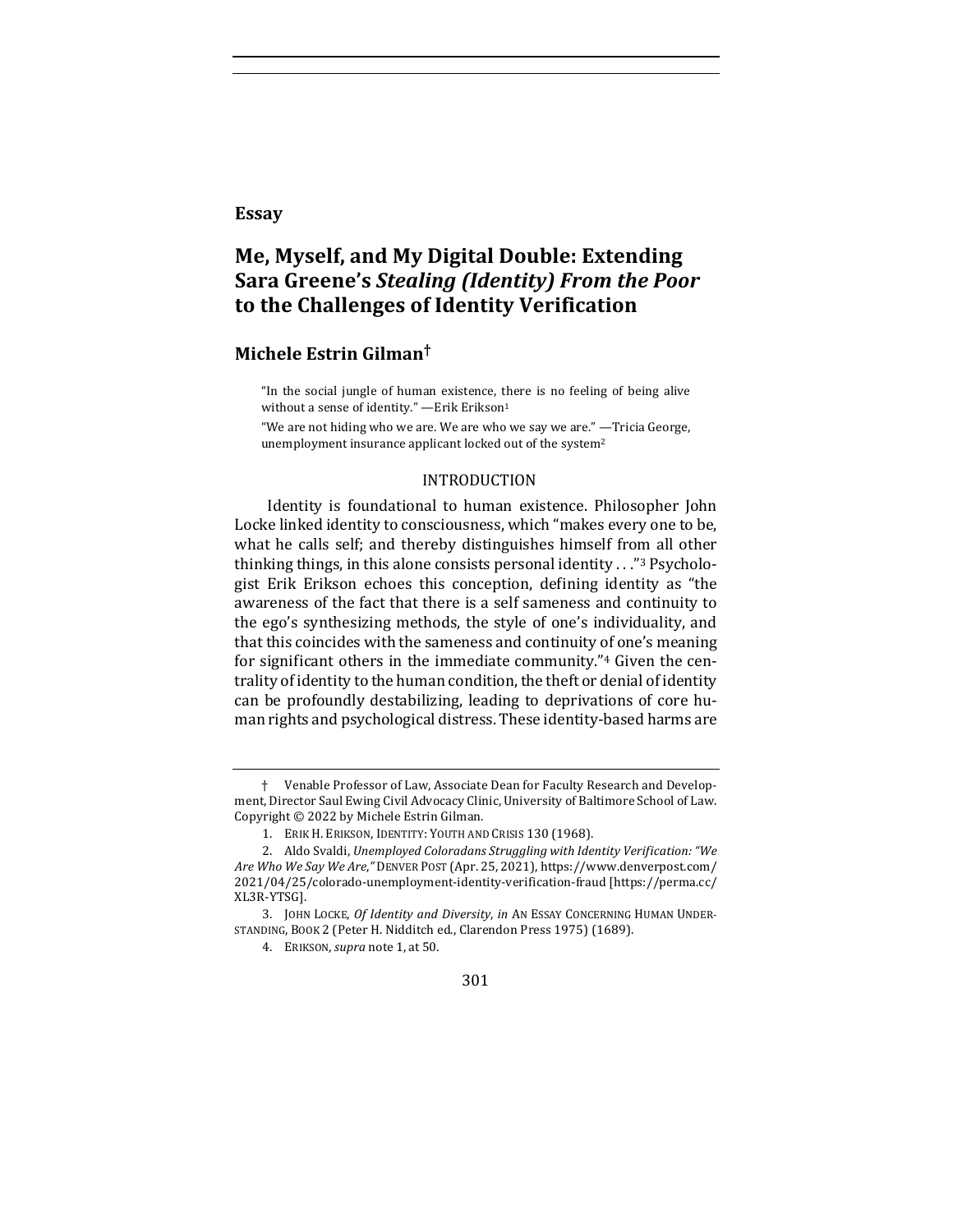**Essay**

# Me, Myself, and My Digital Double: Extending Sara Greene's *Stealing (Identity) From the Poor* to the Challenges of Identity Verification

## Michele Estrin Gilman†

> "In the social jungle of human existence, there is no feeling of being alive without a sense of identity." —Erik Erikson[1]
>
> "We are not hiding who we are. We are who we say we are." —Tricia George, unemployment insurance applicant locked out of the system[2]

### INTRODUCTION

Identity is foundational to human existence. Philosopher John Locke linked identity to consciousness, which "makes every one to be, what he calls self; and thereby distinguishes himself from all other thinking things, in this alone consists personal identity . . ."[3] Psychologist Erik Erikson echoes this conception, defining identity as "the awareness of the fact that there is a self sameness and continuity to the ego's synthesizing methods, the style of one's individuality, and that this coincides with the sameness and continuity of one's meaning for significant others in the immediate community."[4] Given the centrality of identity to the human condition, the theft or denial of identity can be profoundly destabilizing, leading to deprivations of core human rights and psychological distress. These identity-based harms are

---

† Venable Professor of Law, Associate Dean for Faculty Research and Development, Director Saul Ewing Civil Advocacy Clinic, University of Baltimore School of Law. Copyright © 2022 by Michele Estrin Gilman.

1. ERIK H. ERIKSON, IDENTITY: YOUTH AND CRISIS 130 (1968).

2. Aldo Svaldi, *Unemployed Coloradans Struggling with Identity Verification: "We Are Who We Say We Are,"* DENVER POST (Apr. 25, 2021), https://www.denverpost.com/2021/04/25/colorado-unemployment-identity-verification-fraud [https://perma.cc/XL3R-YTSG].

3. JOHN LOCKE, *Of Identity and Diversity*, *in* AN ESSAY CONCERNING HUMAN UNDERSTANDING, BOOK 2 (Peter H. Nidditch ed., Clarendon Press 1975) (1689).

4. ERIKSON, *supra* note 1, at 50.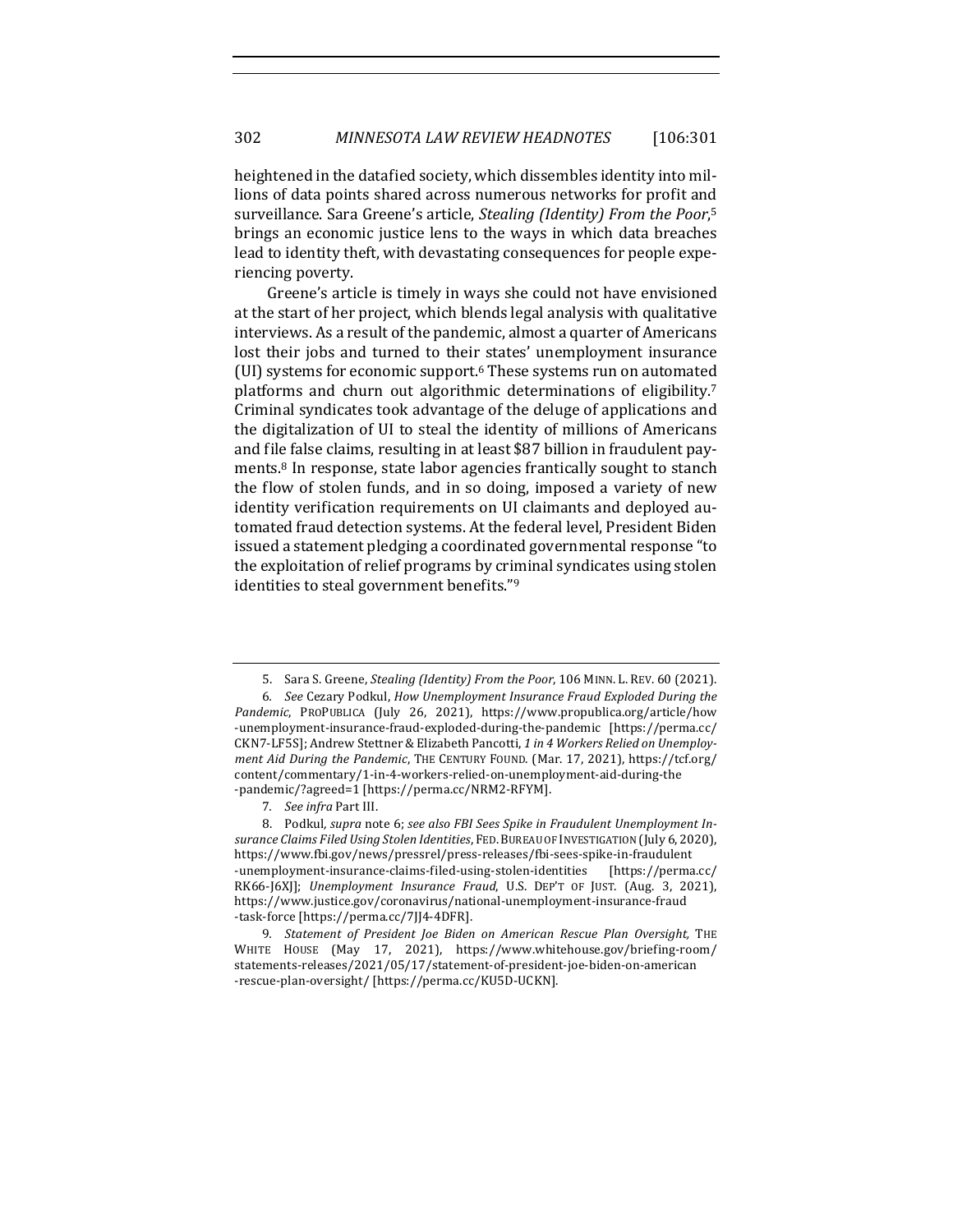heightened in the datafied society, which dissembles identity into millions of data points shared across numerous networks for profit and surveillance. Sara Greene's article, *Stealing (Identity) From the Poor*,[5] brings an economic justice lens to the ways in which data breaches lead to identity theft, with devastating consequences for people experiencing poverty.

Greene's article is timely in ways she could not have envisioned at the start of her project, which blends legal analysis with qualitative interviews. As a result of the pandemic, almost a quarter of Americans lost their jobs and turned to their states' unemployment insurance (UI) systems for economic support.[6] These systems run on automated platforms and churn out algorithmic determinations of eligibility.[7] Criminal syndicates took advantage of the deluge of applications and the digitalization of UI to steal the identity of millions of Americans and file false claims, resulting in at least $87 billion in fraudulent payments.[8] In response, state labor agencies frantically sought to stanch the flow of stolen funds, and in so doing, imposed a variety of new identity verification requirements on UI claimants and deployed automated fraud detection systems. At the federal level, President Biden issued a statement pledging a coordinated governmental response "to the exploitation of relief programs by criminal syndicates using stolen identities to steal government benefits."[9]

---

5. Sara S. Greene, *Stealing (Identity) From the Poor*, 106 MINN. L. REV. 60 (2021).

6. *See* Cezary Podkul, *How Unemployment Insurance Fraud Exploded During the Pandemic*, PROPUBLICA (July 26, 2021), https://www.propublica.org/article/how-unemployment-insurance-fraud-exploded-during-the-pandemic [https://perma.cc/CKN7-LF5S]; Andrew Stettner & Elizabeth Pancotti, *1 in 4 Workers Relied on Unemployment Aid During the Pandemic*, THE CENTURY FOUND. (Mar. 17, 2021), https://tcf.org/content/commentary/1-in-4-workers-relied-on-unemployment-aid-during-the-pandemic/?agreed=1 [https://perma.cc/NRM2-RFYM].

7. *See infra* Part III.

8. Podkul, *supra* note 6; *see also FBI Sees Spike in Fraudulent Unemployment Insurance Claims Filed Using Stolen Identities*, FED. BUREAU OF INVESTIGATION (July 6, 2020), https://www.fbi.gov/news/pressrel/press-releases/fbi-sees-spike-in-fraudulent-unemployment-insurance-claims-filed-using-stolen-identities [https://perma.cc/RK66-J6XJ]; *Unemployment Insurance Fraud*, U.S. DEP'T OF JUST. (Aug. 3, 2021), https://www.justice.gov/coronavirus/national-unemployment-insurance-fraud-task-force [https://perma.cc/7JJ4-4DFR].

9. *Statement of President Joe Biden on American Rescue Plan Oversight*, THE WHITE HOUSE (May 17, 2021), https://www.whitehouse.gov/briefing-room/statements-releases/2021/05/17/statement-of-president-joe-biden-on-american-rescue-plan-oversight/ [https://perma.cc/KU5D-UCKN].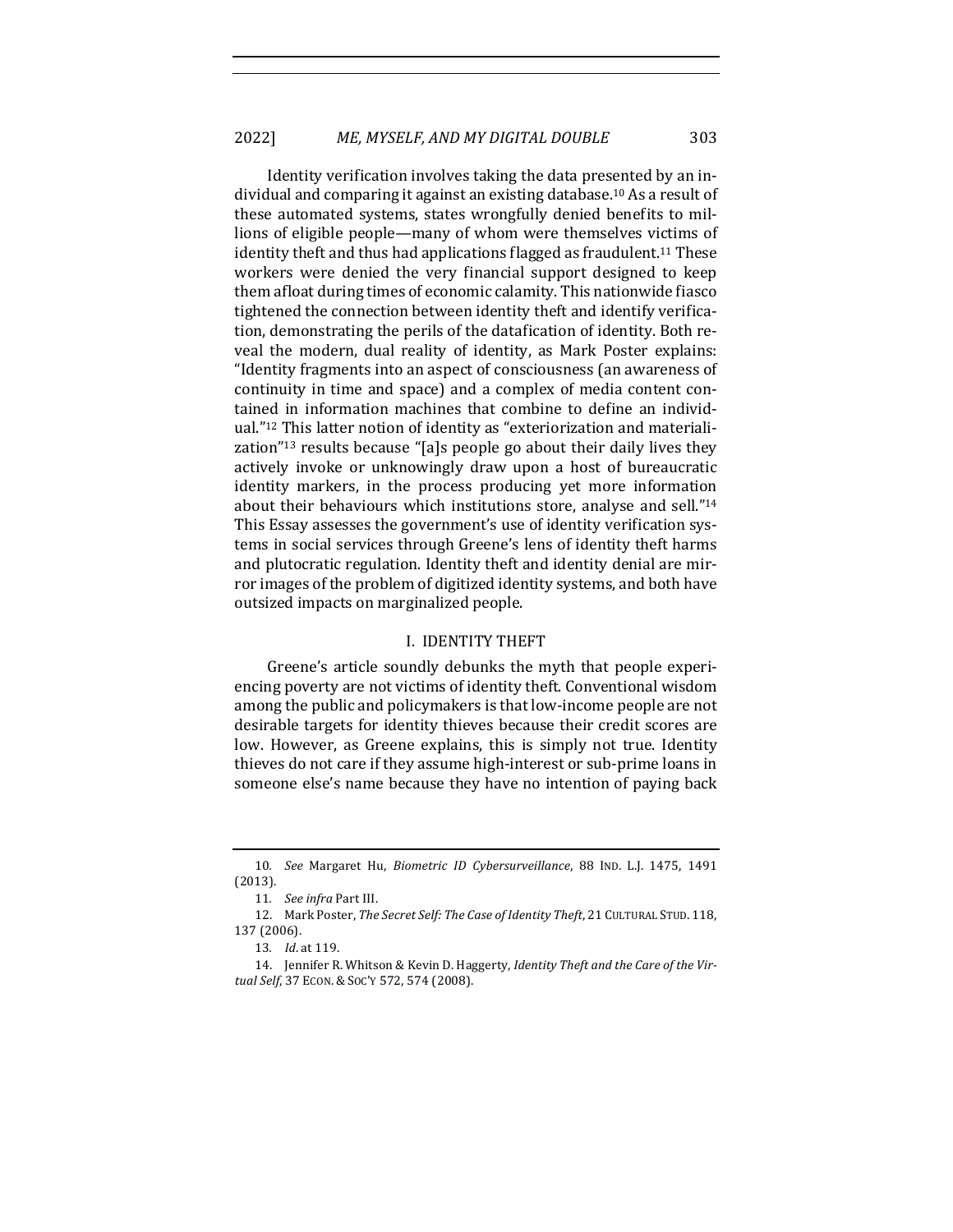Identity verification involves taking the data presented by an individual and comparing it against an existing database.[10] As a result of these automated systems, states wrongfully denied benefits to millions of eligible people—many of whom were themselves victims of identity theft and thus had applications flagged as fraudulent.[11] These workers were denied the very financial support designed to keep them afloat during times of economic calamity. This nationwide fiasco tightened the connection between identity theft and identify verification, demonstrating the perils of the datafication of identity. Both reveal the modern, dual reality of identity, as Mark Poster explains: "Identity fragments into an aspect of consciousness (an awareness of continuity in time and space) and a complex of media content contained in information machines that combine to define an individual."[12] This latter notion of identity as "exteriorization and materialization"[13] results because "[a]s people go about their daily lives they actively invoke or unknowingly draw upon a host of bureaucratic identity markers, in the process producing yet more information about their behaviours which institutions store, analyse and sell."[14] This Essay assesses the government's use of identity verification systems in social services through Greene's lens of identity theft harms and plutocratic regulation. Identity theft and identity denial are mirror images of the problem of digitized identity systems, and both have outsized impacts on marginalized people.

## I. IDENTITY THEFT

Greene's article soundly debunks the myth that people experiencing poverty are not victims of identity theft. Conventional wisdom among the public and policymakers is that low-income people are not desirable targets for identity thieves because their credit scores are low. However, as Greene explains, this is simply not true. Identity thieves do not care if they assume high-interest or sub-prime loans in someone else's name because they have no intention of paying back

---

10. *See* Margaret Hu, *Biometric ID Cybersurveillance*, 88 IND. L.J. 1475, 1491 (2013).

11. *See infra* Part III.

12. Mark Poster, *The Secret Self: The Case of Identity Theft*, 21 CULTURAL STUD. 118, 137 (2006).

13. *Id.* at 119.

14. Jennifer R. Whitson & Kevin D. Haggerty, *Identity Theft and the Care of the Virtual Self*, 37 ECON. & SOC'Y 572, 574 (2008).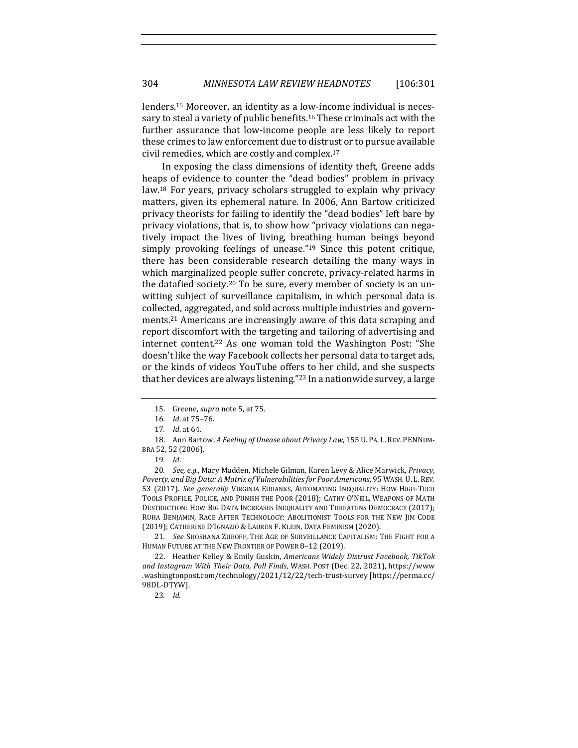lenders.[15] Moreover, an identity as a low-income individual is necessary to steal a variety of public benefits.[16] These criminals act with the further assurance that low-income people are less likely to report these crimes to law enforcement due to distrust or to pursue available civil remedies, which are costly and complex.[17]

In exposing the class dimensions of identity theft, Greene adds heaps of evidence to counter the "dead bodies" problem in privacy law.[18] For years, privacy scholars struggled to explain why privacy matters, given its ephemeral nature. In 2006, Ann Bartow criticized privacy theorists for failing to identify the "dead bodies" left bare by privacy violations, that is, to show how "privacy violations can negatively impact the lives of living, breathing human beings beyond simply provoking feelings of unease."[19] Since this potent critique, there has been considerable research detailing the many ways in which marginalized people suffer concrete, privacy-related harms in the datafied society.[20] To be sure, every member of society is an unwitting subject of surveillance capitalism, in which personal data is collected, aggregated, and sold across multiple industries and governments.[21] Americans are increasingly aware of this data scraping and report discomfort with the targeting and tailoring of advertising and internet content.[22] As one woman told the Washington Post: "She doesn't like the way Facebook collects her personal data to target ads, or the kinds of videos YouTube offers to her child, and she suspects that her devices are always listening."[23] In a nationwide survey, a large

---

15. Greene, *supra* note 5, at 75.

16. *Id.* at 75–76.

17. *Id.* at 64.

18. Ann Bartow, *A Feeling of Unease about Privacy Law*, 155 U. PA. L. REV. PENNUMBRA 52, 52 (2006).

19. *Id.*

20. *See, e.g.*, Mary Madden, Michele Gilman, Karen Levy & Alice Marwick, *Privacy, Poverty, and Big Data: A Matrix of Vulnerabilities for Poor Americans*, 95 WASH. U. L. REV. 53 (2017). *See generally* VIRGINIA EUBANKS, AUTOMATING INEQUALITY: HOW HIGH-TECH TOOLS PROFILE, POLICE, AND PUNISH THE POOR (2018); CATHY O'NEIL, WEAPONS OF MATH DESTRUCTION: HOW BIG DATA INCREASES INEQUALITY AND THREATENS DEMOCRACY (2017); RUHA BENJAMIN, RACE AFTER TECHNOLOGY: ABOLITIONIST TOOLS FOR THE NEW JIM CODE (2019); CATHERINE D'IGNAZIO & LAUREN F. KLEIN, DATA FEMINISM (2020).

21. *See* SHOSHANA ZUBOFF, THE AGE OF SURVEILLANCE CAPITALISM: THE FIGHT FOR A HUMAN FUTURE AT THE NEW FRONTIER OF POWER 8–12 (2019).

22. Heather Kelley & Emily Guskin, *Americans Widely Distrust Facebook, TikTok and Instagram With Their Data, Poll Finds*, WASH. POST (Dec. 22, 2021), https://www.washingtonpost.com/technology/2021/12/22/tech-trust-survey [https://perma.cc/98DL-DTYW].

23. *Id.*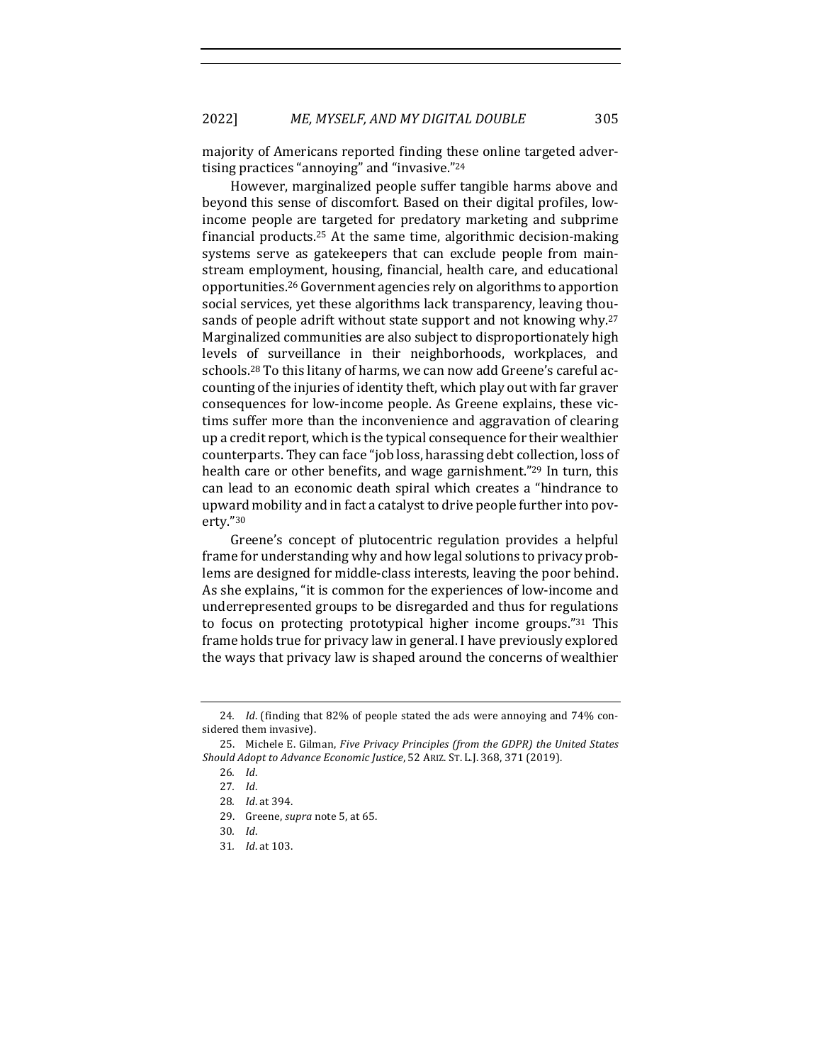majority of Americans reported finding these online targeted advertising practices "annoying" and "invasive."[24]

However, marginalized people suffer tangible harms above and beyond this sense of discomfort. Based on their digital profiles, low-income people are targeted for predatory marketing and subprime financial products.[25] At the same time, algorithmic decision-making systems serve as gatekeepers that can exclude people from mainstream employment, housing, financial, health care, and educational opportunities.[26] Government agencies rely on algorithms to apportion social services, yet these algorithms lack transparency, leaving thousands of people adrift without state support and not knowing why.[27] Marginalized communities are also subject to disproportionately high levels of surveillance in their neighborhoods, workplaces, and schools.[28] To this litany of harms, we can now add Greene's careful accounting of the injuries of identity theft, which play out with far graver consequences for low-income people. As Greene explains, these victims suffer more than the inconvenience and aggravation of clearing up a credit report, which is the typical consequence for their wealthier counterparts. They can face "job loss, harassing debt collection, loss of health care or other benefits, and wage garnishment."[29] In turn, this can lead to an economic death spiral which creates a "hindrance to upward mobility and in fact a catalyst to drive people further into poverty."[30]

Greene's concept of plutocentric regulation provides a helpful frame for understanding why and how legal solutions to privacy problems are designed for middle-class interests, leaving the poor behind. As she explains, "it is common for the experiences of low-income and underrepresented groups to be disregarded and thus for regulations to focus on protecting prototypical higher income groups."[31] This frame holds true for privacy law in general. I have previously explored the ways that privacy law is shaped around the concerns of wealthier

---

24. *Id*. (finding that 82% of people stated the ads were annoying and 74% considered them invasive).

25. Michele E. Gilman, *Five Privacy Principles (from the GDPR) the United States Should Adopt to Advance Economic Justice*, 52 ARIZ. ST. L.J. 368, 371 (2019).

26. *Id*.

27. *Id*.

28. *Id*. at 394.

29. Greene, *supra* note 5, at 65.

30. *Id*.

31. *Id*. at 103.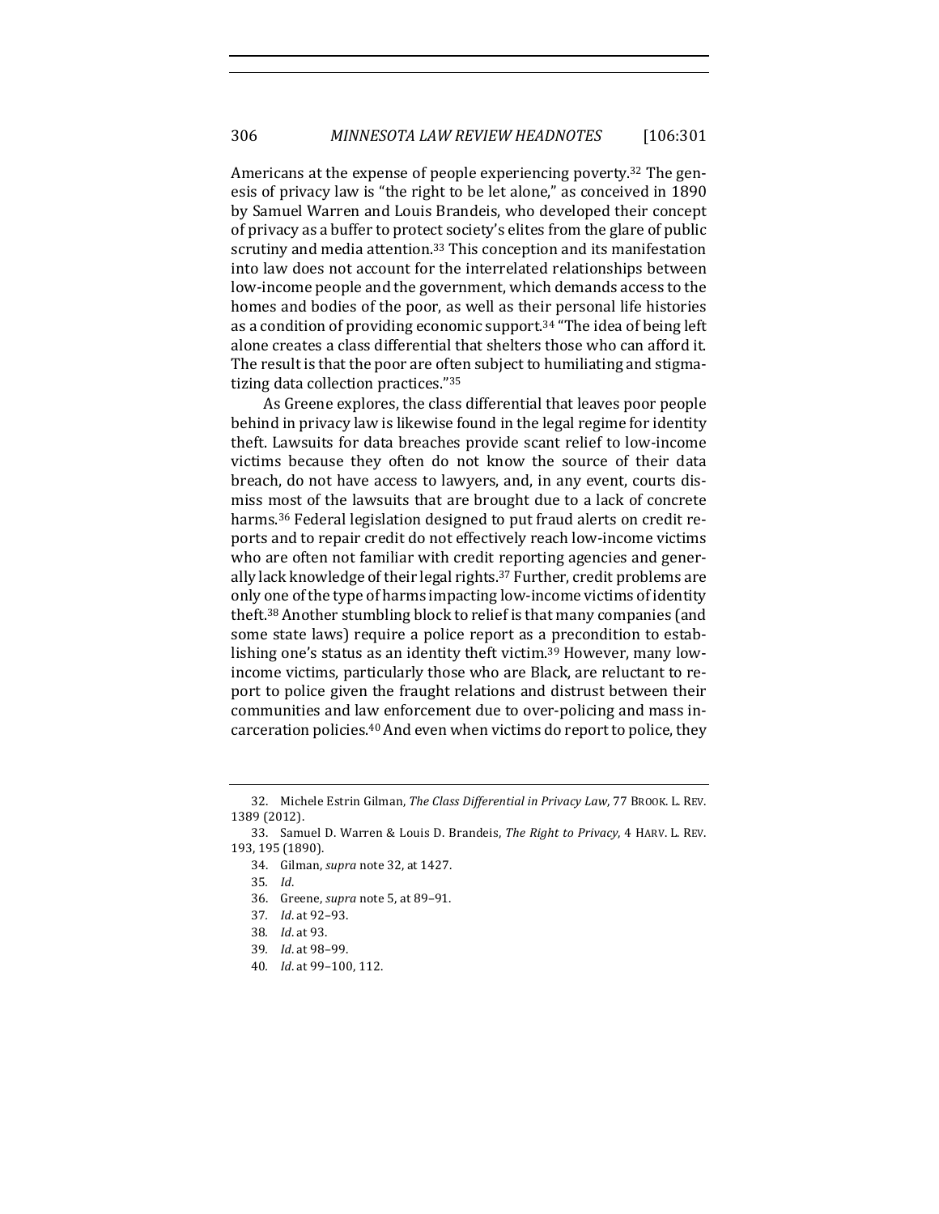Americans at the expense of people experiencing poverty.[32] The genesis of privacy law is "the right to be let alone," as conceived in 1890 by Samuel Warren and Louis Brandeis, who developed their concept of privacy as a buffer to protect society's elites from the glare of public scrutiny and media attention.[33] This conception and its manifestation into law does not account for the interrelated relationships between low-income people and the government, which demands access to the homes and bodies of the poor, as well as their personal life histories as a condition of providing economic support.[34] "The idea of being left alone creates a class differential that shelters those who can afford it. The result is that the poor are often subject to humiliating and stigmatizing data collection practices."[35]

As Greene explores, the class differential that leaves poor people behind in privacy law is likewise found in the legal regime for identity theft. Lawsuits for data breaches provide scant relief to low-income victims because they often do not know the source of their data breach, do not have access to lawyers, and, in any event, courts dismiss most of the lawsuits that are brought due to a lack of concrete harms.[36] Federal legislation designed to put fraud alerts on credit reports and to repair credit do not effectively reach low-income victims who are often not familiar with credit reporting agencies and generally lack knowledge of their legal rights.[37] Further, credit problems are only one of the type of harms impacting low-income victims of identity theft.[38] Another stumbling block to relief is that many companies (and some state laws) require a police report as a precondition to establishing one's status as an identity theft victim.[39] However, many low-income victims, particularly those who are Black, are reluctant to report to police given the fraught relations and distrust between their communities and law enforcement due to over-policing and mass incarceration policies.[40] And even when victims do report to police, they

32. Michele Estrin Gilman, *The Class Differential in Privacy Law*, 77 BROOK. L. REV. 1389 (2012).

33. Samuel D. Warren & Louis D. Brandeis, *The Right to Privacy*, 4 HARV. L. REV. 193, 195 (1890).

34. Gilman, *supra* note 32, at 1427.

35. *Id.*

36. Greene, *supra* note 5, at 89–91.

37. *Id.* at 92–93.

38. *Id.* at 93.

39. *Id.* at 98–99.

40. *Id.* at 99–100, 112.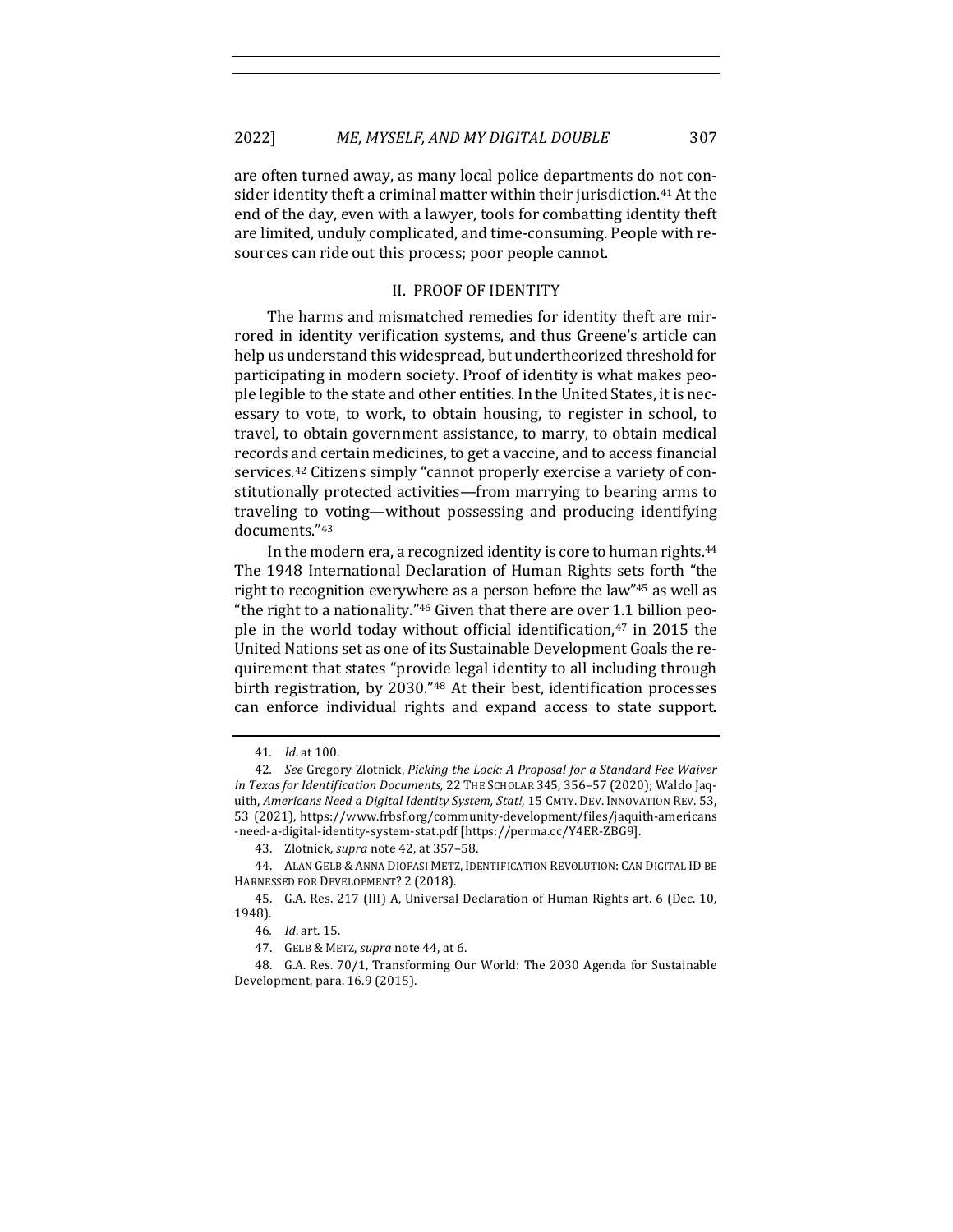are often turned away, as many local police departments do not consider identity theft a criminal matter within their jurisdiction.[41] At the end of the day, even with a lawyer, tools for combatting identity theft are limited, unduly complicated, and time-consuming. People with resources can ride out this process; poor people cannot.

## II. PROOF OF IDENTITY

The harms and mismatched remedies for identity theft are mirrored in identity verification systems, and thus Greene's article can help us understand this widespread, but undertheorized threshold for participating in modern society. Proof of identity is what makes people legible to the state and other entities. In the United States, it is necessary to vote, to work, to obtain housing, to register in school, to travel, to obtain government assistance, to marry, to obtain medical records and certain medicines, to get a vaccine, and to access financial services.[42] Citizens simply "cannot properly exercise a variety of constitutionally protected activities—from marrying to bearing arms to traveling to voting—without possessing and producing identifying documents."[43]

In the modern era, a recognized identity is core to human rights.[44] The 1948 International Declaration of Human Rights sets forth "the right to recognition everywhere as a person before the law"[45] as well as "the right to a nationality."[46] Given that there are over 1.1 billion people in the world today without official identification,[47] in 2015 the United Nations set as one of its Sustainable Development Goals the requirement that states "provide legal identity to all including through birth registration, by 2030."[48] At their best, identification processes can enforce individual rights and expand access to state support.

---

41. *Id.* at 100.

42. *See* Gregory Zlotnick, *Picking the Lock: A Proposal for a Standard Fee Waiver in Texas for Identification Documents,* 22 THE SCHOLAR 345, 356–57 (2020); Waldo Jaquith, *Americans Need a Digital Identity System, Stat!*, 15 CMTY. DEV. INNOVATION REV. 53, 53 (2021), https://www.frbsf.org/community-development/files/jaquith-americans-need-a-digital-identity-system-stat.pdf [https://perma.cc/Y4ER-ZBG9].

43. Zlotnick, *supra* note 42, at 357–58.

44. ALAN GELB & ANNA DIOFASI METZ, IDENTIFICATION REVOLUTION: CAN DIGITAL ID BE HARNESSED FOR DEVELOPMENT? 2 (2018).

45. G.A. Res. 217 (III) A, Universal Declaration of Human Rights art. 6 (Dec. 10, 1948).

46. *Id.* art. 15.

47. GELB & METZ, *supra* note 44, at 6.

48. G.A. Res. 70/1, Transforming Our World: The 2030 Agenda for Sustainable Development, para. 16.9 (2015).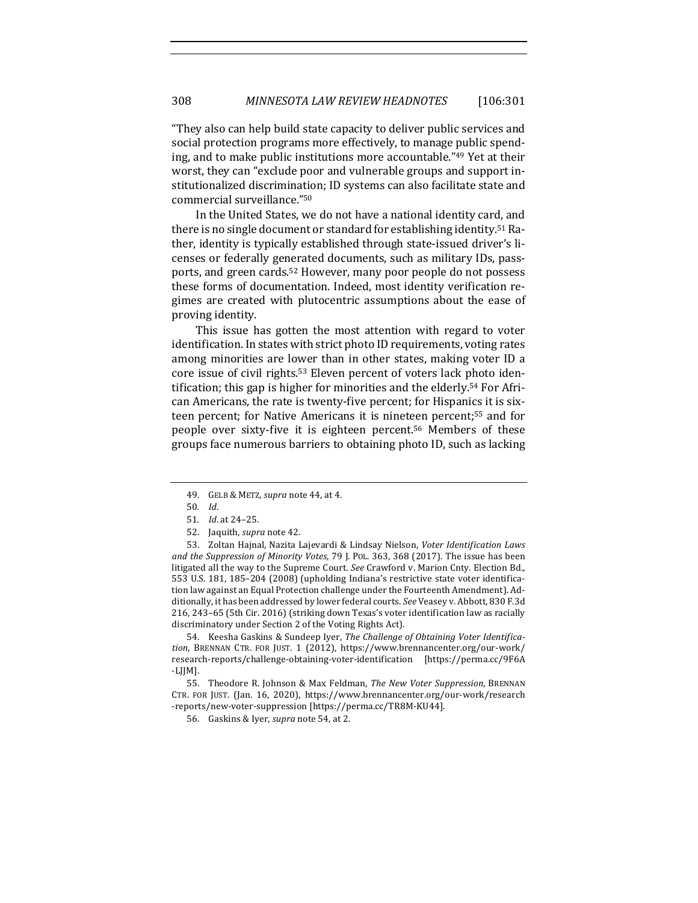"They also can help build state capacity to deliver public services and social protection programs more effectively, to manage public spending, and to make public institutions more accountable."[49] Yet at their worst, they can "exclude poor and vulnerable groups and support institutionalized discrimination; ID systems can also facilitate state and commercial surveillance."[50]

In the United States, we do not have a national identity card, and there is no single document or standard for establishing identity.[51] Rather, identity is typically established through state-issued driver's licenses or federally generated documents, such as military IDs, passports, and green cards.[52] However, many poor people do not possess these forms of documentation. Indeed, most identity verification regimes are created with plutocentric assumptions about the ease of proving identity.

This issue has gotten the most attention with regard to voter identification. In states with strict photo ID requirements, voting rates among minorities are lower than in other states, making voter ID a core issue of civil rights.[53] Eleven percent of voters lack photo identification; this gap is higher for minorities and the elderly.[54] For African Americans, the rate is twenty-five percent; for Hispanics it is sixteen percent; for Native Americans it is nineteen percent;[55] and for people over sixty-five it is eighteen percent.[56] Members of these groups face numerous barriers to obtaining photo ID, such as lacking

---

49. GELB & METZ, *supra* note 44, at 4.

50. *Id*.

51. *Id*. at 24–25.

52. Jaquith, *supra* note 42.

53. Zoltan Hajnal, Nazita Lajevardi & Lindsay Nielson, *Voter Identification Laws and the Suppression of Minority Votes*, 79 J. POL. 363, 368 (2017). The issue has been litigated all the way to the Supreme Court. *See* Crawford v. Marion Cnty. Election Bd., 553 U.S. 181, 185–204 (2008) (upholding Indiana's restrictive state voter identification law against an Equal Protection challenge under the Fourteenth Amendment). Additionally, it has been addressed by lower federal courts. *See* Veasey v. Abbott, 830 F.3d 216, 243–65 (5th Cir. 2016) (striking down Texas's voter identification law as racially discriminatory under Section 2 of the Voting Rights Act).

54. Keesha Gaskins & Sundeep Iyer, *The Challenge of Obtaining Voter Identification*, BRENNAN CTR. FOR JUST. 1 (2012), https://www.brennancenter.org/our-work/research-reports/challenge-obtaining-voter-identification [https://perma.cc/9F6A-LJJM].

55. Theodore R. Johnson & Max Feldman, *The New Voter Suppression*, BRENNAN CTR. FOR JUST. (Jan. 16, 2020), https://www.brennancenter.org/our-work/research-reports/new-voter-suppression [https://perma.cc/TR8M-KU44].

56. Gaskins & Iyer, *supra* note 54, at 2.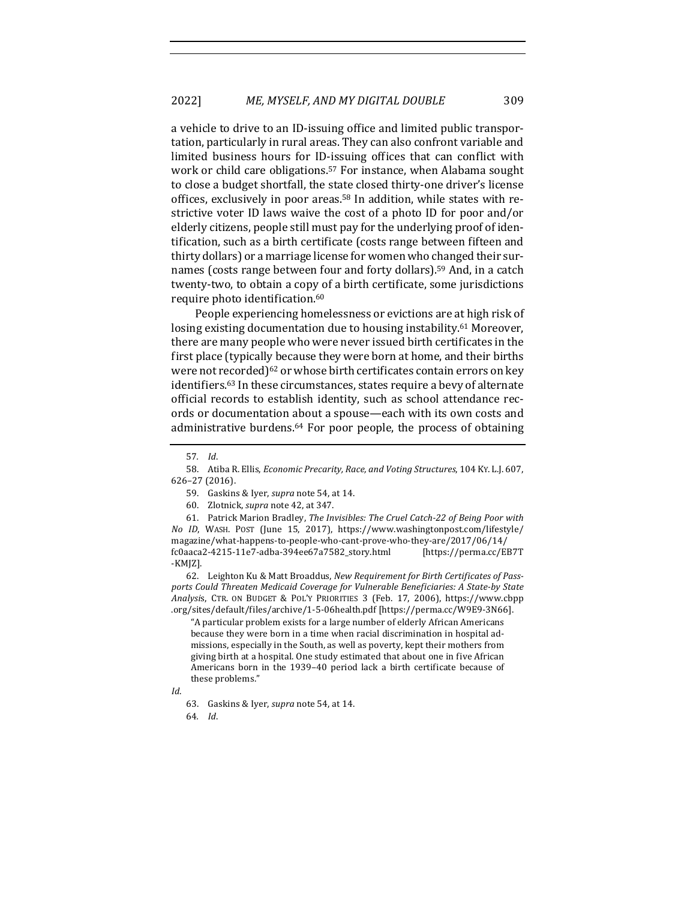a vehicle to drive to an ID-issuing office and limited public transportation, particularly in rural areas. They can also confront variable and limited business hours for ID-issuing offices that can conflict with work or child care obligations.[57] For instance, when Alabama sought to close a budget shortfall, the state closed thirty-one driver's license offices, exclusively in poor areas.[58] In addition, while states with restrictive voter ID laws waive the cost of a photo ID for poor and/or elderly citizens, people still must pay for the underlying proof of identification, such as a birth certificate (costs range between fifteen and thirty dollars) or a marriage license for women who changed their surnames (costs range between four and forty dollars).[59] And, in a catch twenty-two, to obtain a copy of a birth certificate, some jurisdictions require photo identification.[60]

People experiencing homelessness or evictions are at high risk of losing existing documentation due to housing instability.[61] Moreover, there are many people who were never issued birth certificates in the first place (typically because they were born at home, and their births were not recorded)[62] or whose birth certificates contain errors on key identifiers.[63] In these circumstances, states require a bevy of alternate official records to establish identity, such as school attendance records or documentation about a spouse—each with its own costs and administrative burdens.[64] For poor people, the process of obtaining

---

57. *Id.*

58. Atiba R. Ellis, *Economic Precarity, Race, and Voting Structures*, 104 KY. L.J. 607, 626–27 (2016).

59. Gaskins & Iyer, *supra* note 54, at 14.

60. Zlotnick, *supra* note 42, at 347.

61. Patrick Marion Bradley, *The Invisibles: The Cruel Catch-22 of Being Poor with No ID*, WASH. POST (June 15, 2017), https://www.washingtonpost.com/lifestyle/magazine/what-happens-to-people-who-cant-prove-who-they-are/2017/06/14/fc0aaca2-4215-11e7-adba-394ee67a7582_story.html [https://perma.cc/EB7T-KMJZ].

62. Leighton Ku & Matt Broaddus, *New Requirement for Birth Certificates of Passports Could Threaten Medicaid Coverage for Vulnerable Beneficiaries: A State-by State Analysis*, CTR. ON BUDGET & POL'Y PRIORITIES 3 (Feb. 17, 2006), https://www.cbpp.org/sites/default/files/archive/1-5-06health.pdf [https://perma.cc/W9E9-3N66].

> "A particular problem exists for a large number of elderly African Americans because they were born in a time when racial discrimination in hospital admissions, especially in the South, as well as poverty, kept their mothers from giving birth at a hospital. One study estimated that about one in five African Americans born in the 1939–40 period lack a birth certificate because of these problems."

*Id.*

63. Gaskins & Iyer, *supra* note 54, at 14.

64. *Id.*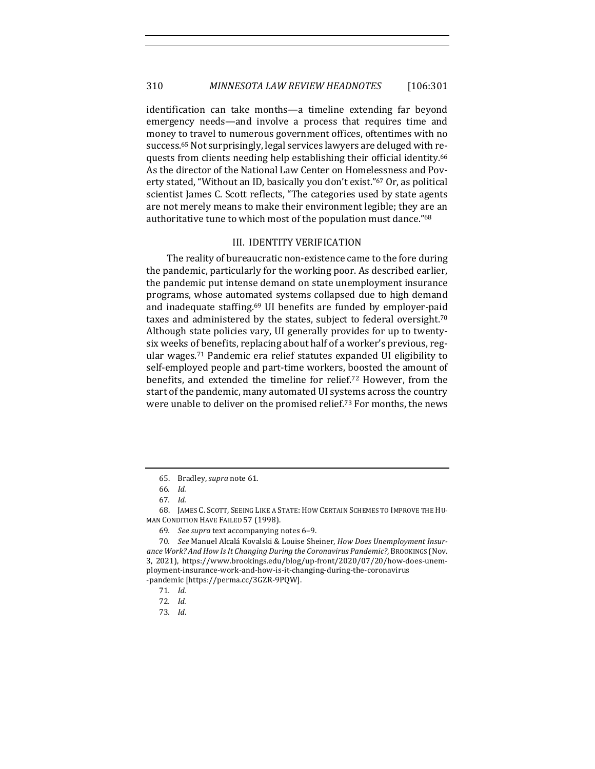identification can take months—a timeline extending far beyond emergency needs—and involve a process that requires time and money to travel to numerous government offices, oftentimes with no success.[65] Not surprisingly, legal services lawyers are deluged with requests from clients needing help establishing their official identity.[66] As the director of the National Law Center on Homelessness and Poverty stated, "Without an ID, basically you don't exist."[67] Or, as political scientist James C. Scott reflects, "The categories used by state agents are not merely means to make their environment legible; they are an authoritative tune to which most of the population must dance."[68]

## III. IDENTITY VERIFICATION

The reality of bureaucratic non-existence came to the fore during the pandemic, particularly for the working poor. As described earlier, the pandemic put intense demand on state unemployment insurance programs, whose automated systems collapsed due to high demand and inadequate staffing.[69] UI benefits are funded by employer-paid taxes and administered by the states, subject to federal oversight.[70] Although state policies vary, UI generally provides for up to twenty-six weeks of benefits, replacing about half of a worker's previous, regular wages.[71] Pandemic era relief statutes expanded UI eligibility to self-employed people and part-time workers, boosted the amount of benefits, and extended the timeline for relief.[72] However, from the start of the pandemic, many automated UI systems across the country were unable to deliver on the promised relief.[73] For months, the news

---

65. Bradley, *supra* note 61.

66. *Id.*

67. *Id.*

68. JAMES C. SCOTT, SEEING LIKE A STATE: HOW CERTAIN SCHEMES TO IMPROVE THE HUMAN CONDITION HAVE FAILED 57 (1998).

69. *See supra* text accompanying notes 6–9.

70. *See* Manuel Alcalá Kovalski & Louise Sheiner, *How Does Unemployment Insurance Work? And How Is It Changing During the Coronavirus Pandemic?*, BROOKINGS (Nov. 3, 2021), https://www.brookings.edu/blog/up-front/2020/07/20/how-does-unemployment-insurance-work-and-how-is-it-changing-during-the-coronavirus-pandemic [https://perma.cc/3GZR-9PQW].

71. *Id.*

72. *Id.*

73. *Id*.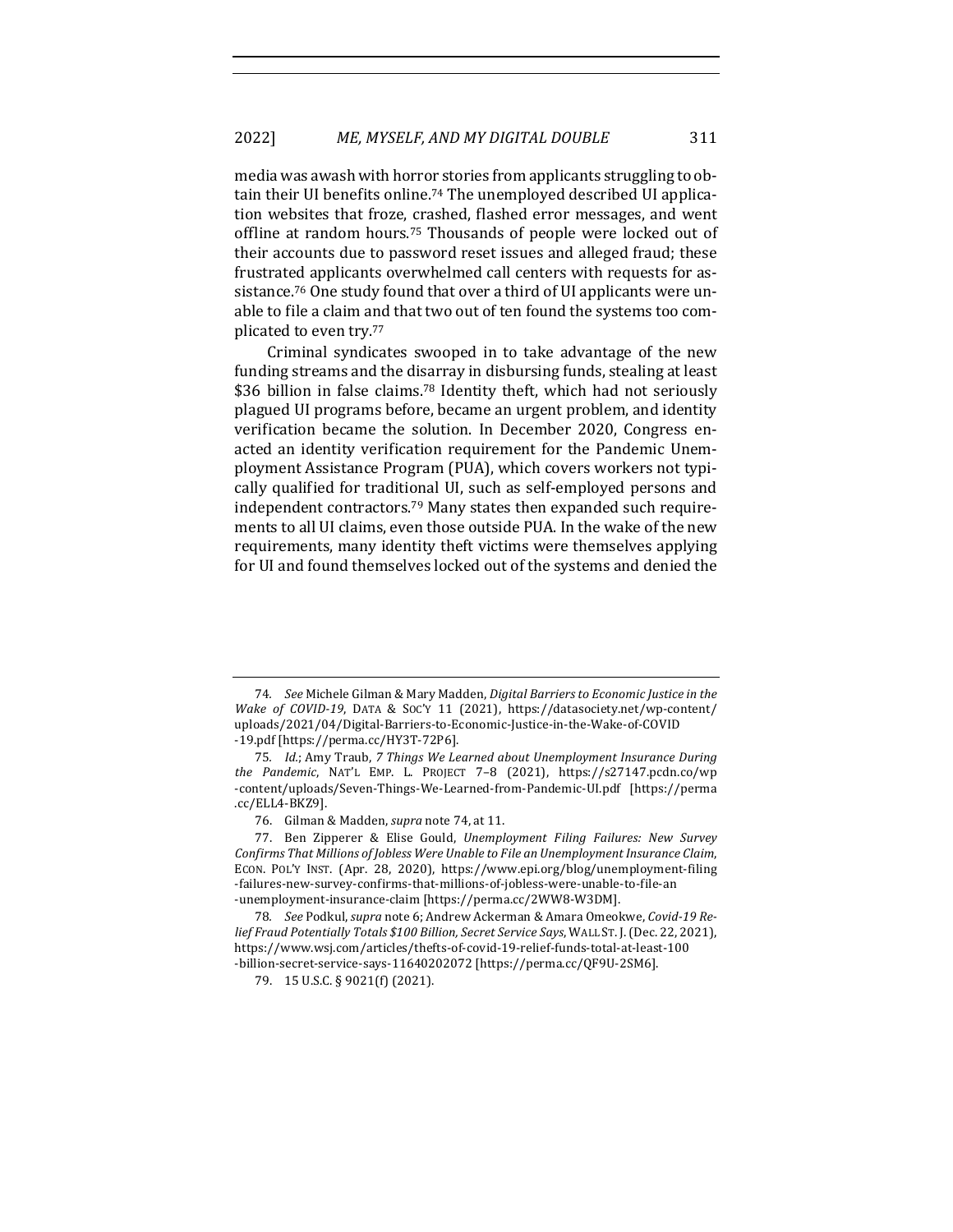media was awash with horror stories from applicants struggling to obtain their UI benefits online.[74] The unemployed described UI application websites that froze, crashed, flashed error messages, and went offline at random hours.[75] Thousands of people were locked out of their accounts due to password reset issues and alleged fraud; these frustrated applicants overwhelmed call centers with requests for assistance.[76] One study found that over a third of UI applicants were unable to file a claim and that two out of ten found the systems too complicated to even try.[77]

Criminal syndicates swooped in to take advantage of the new funding streams and the disarray in disbursing funds, stealing at least $36 billion in false claims.[78] Identity theft, which had not seriously plagued UI programs before, became an urgent problem, and identity verification became the solution. In December 2020, Congress enacted an identity verification requirement for the Pandemic Unemployment Assistance Program (PUA), which covers workers not typically qualified for traditional UI, such as self-employed persons and independent contractors.[79] Many states then expanded such requirements to all UI claims, even those outside PUA. In the wake of the new requirements, many identity theft victims were themselves applying for UI and found themselves locked out of the systems and denied the

---

74. *See* Michele Gilman & Mary Madden, *Digital Barriers to Economic Justice in the Wake of COVID-19*, DATA & SOC'Y 11 (2021), https://datasociety.net/wp-content/uploads/2021/04/Digital-Barriers-to-Economic-Justice-in-the-Wake-of-COVID-19.pdf [https://perma.cc/HY3T-72P6].

75. *Id.*; Amy Traub, *7 Things We Learned about Unemployment Insurance During the Pandemic*, NAT'L EMP. L. PROJECT 7–8 (2021), https://s27147.pcdn.co/wp-content/uploads/Seven-Things-We-Learned-from-Pandemic-UI.pdf [https://perma.cc/ELL4-BKZ9].

76. Gilman & Madden, *supra* note 74, at 11.

77. Ben Zipperer & Elise Gould, *Unemployment Filing Failures: New Survey Confirms That Millions of Jobless Were Unable to File an Unemployment Insurance Claim*, ECON. POL'Y INST. (Apr. 28, 2020), https://www.epi.org/blog/unemployment-filing-failures-new-survey-confirms-that-millions-of-jobless-were-unable-to-file-an-unemployment-insurance-claim [https://perma.cc/2WW8-W3DM].

78. *See* Podkul, *supra* note 6; Andrew Ackerman & Amara Omeokwe, *Covid-19 Relief Fraud Potentially Totals $100 Billion, Secret Service Says*, WALL ST. J. (Dec. 22, 2021), https://www.wsj.com/articles/thefts-of-covid-19-relief-funds-total-at-least-100-billion-secret-service-says-11640202072 [https://perma.cc/QF9U-2SM6].

79. 15 U.S.C. § 9021(f) (2021).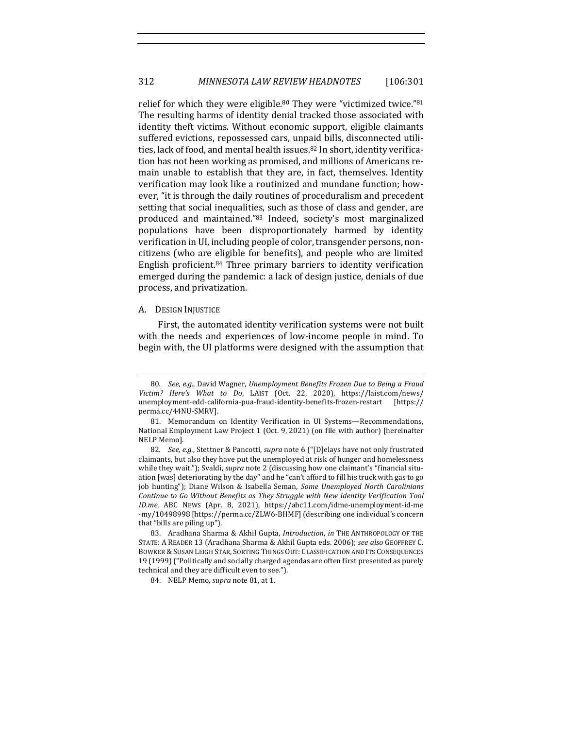relief for which they were eligible.[80] They were "victimized twice."[81] The resulting harms of identity denial tracked those associated with identity theft victims. Without economic support, eligible claimants suffered evictions, repossessed cars, unpaid bills, disconnected utilities, lack of food, and mental health issues.[82] In short, identity verification has not been working as promised, and millions of Americans remain unable to establish that they are, in fact, themselves. Identity verification may look like a routinized and mundane function; however, "it is through the daily routines of proceduralism and precedent setting that social inequalities, such as those of class and gender, are produced and maintained."[83] Indeed, society's most marginalized populations have been disproportionately harmed by identity verification in UI, including people of color, transgender persons, noncitizens (who are eligible for benefits), and people who are limited English proficient.[84] Three primary barriers to identity verification emerged during the pandemic: a lack of design justice, denials of due process, and privatization.

### A. Design Injustice

First, the automated identity verification systems were not built with the needs and experiences of low-income people in mind. To begin with, the UI platforms were designed with the assumption that

---

80. *See, e.g.*, David Wagner, *Unemployment Benefits Frozen Due to Being a Fraud Victim? Here's What to Do*, LAIST (Oct. 22, 2020), https://laist.com/news/unemployment-edd-california-pua-fraud-identity-benefits-frozen-restart [https://perma.cc/44NU-SMRV].

81. Memorandum on Identity Verification in UI Systems—Recommendations, National Employment Law Project 1 (Oct. 9, 2021) (on file with author) [hereinafter NELP Memo].

82. *See, e.g.*, Stettner & Pancotti, *supra* note 6 ("[D]elays have not only frustrated claimants, but also they have put the unemployed at risk of hunger and homelessness while they wait."); Svaldi, *supra* note 2 (discussing how one claimant's "financial situation [was] deteriorating by the day" and he "can't afford to fill his truck with gas to go job hunting"); Diane Wilson & Isabella Seman, *Some Unemployed North Carolinians Continue to Go Without Benefits as They Struggle with New Identity Verification Tool ID.me*, ABC NEWS (Apr. 8, 2021), https://abc11.com/idme-unemployment-id-me-my/10498998 [https://perma.cc/ZLW6-BHMF] (describing one individual's concern that "bills are piling up").

83. Aradhana Sharma & Akhil Gupta, *Introduction*, *in* THE ANTHROPOLOGY OF THE STATE: A READER 13 (Aradhana Sharma & Akhil Gupta eds. 2006); *see also* GEOFFREY C. BOWKER & SUSAN LEIGH STAR, SORTING THINGS OUT: CLASSIFICATION AND ITS CONSEQUENCES 19 (1999) ("Politically and socially charged agendas are often first presented as purely technical and they are difficult even to see.").

84. NELP Memo, *supra* note 81, at 1.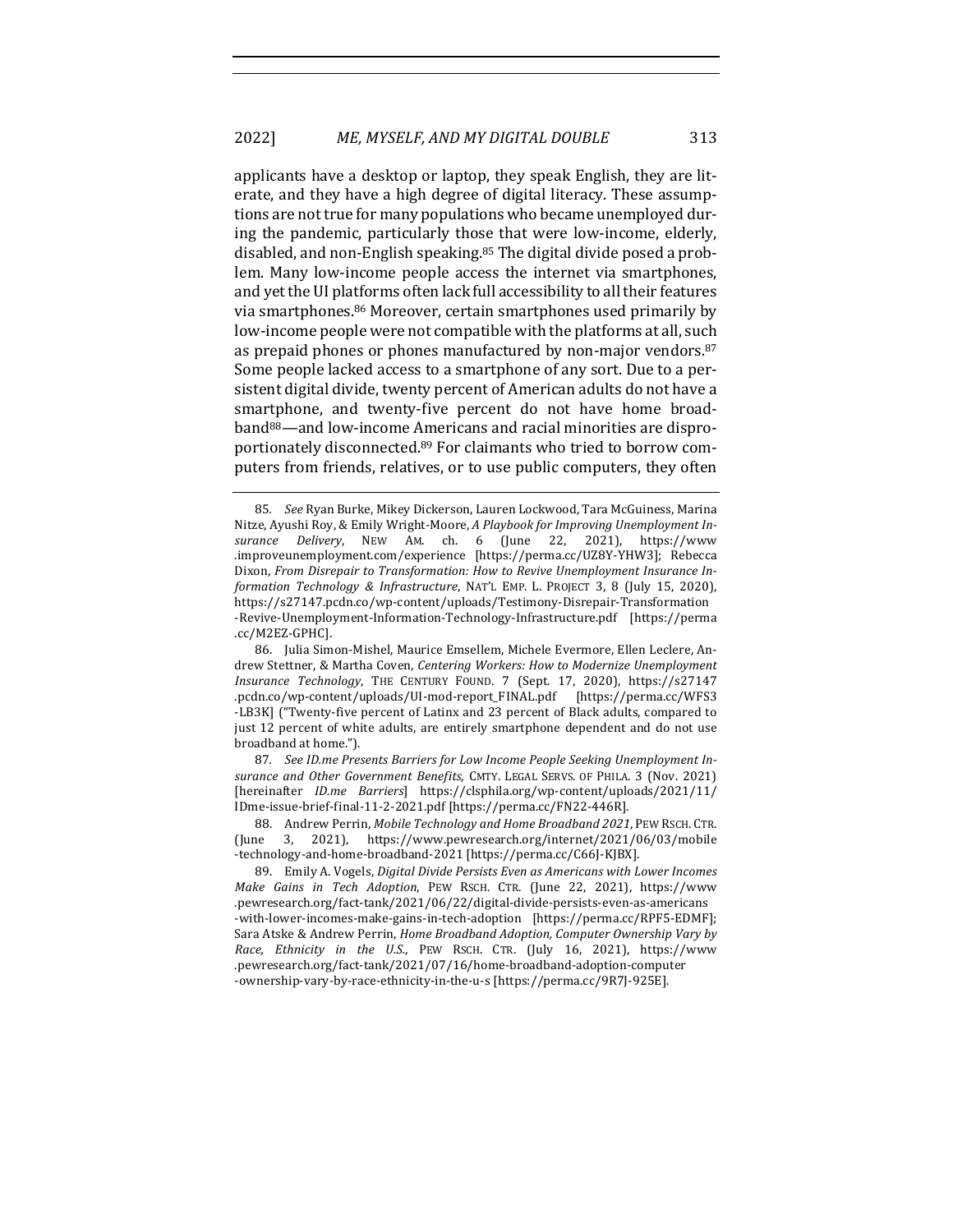applicants have a desktop or laptop, they speak English, they are literate, and they have a high degree of digital literacy. These assumptions are not true for many populations who became unemployed during the pandemic, particularly those that were low-income, elderly, disabled, and non-English speaking.[85] The digital divide posed a problem. Many low-income people access the internet via smartphones, and yet the UI platforms often lack full accessibility to all their features via smartphones.[86] Moreover, certain smartphones used primarily by low-income people were not compatible with the platforms at all, such as prepaid phones or phones manufactured by non-major vendors.[87] Some people lacked access to a smartphone of any sort. Due to a persistent digital divide, twenty percent of American adults do not have a smartphone, and twenty-five percent do not have home broadband[88]—and low-income Americans and racial minorities are disproportionately disconnected.[89] For claimants who tried to borrow computers from friends, relatives, or to use public computers, they often

---

85. *See* Ryan Burke, Mikey Dickerson, Lauren Lockwood, Tara McGuiness, Marina Nitze, Ayushi Roy, & Emily Wright-Moore, *A Playbook for Improving Unemployment Insurance Delivery*, NEW AM. ch. 6 (June 22, 2021), https://www.improveunemployment.com/experience [https://perma.cc/UZ8Y-YHW3]; Rebecca Dixon, *From Disrepair to Transformation: How to Revive Unemployment Insurance Information Technology & Infrastructure*, NAT'L EMP. L. PROJECT 3, 8 (July 15, 2020), https://s27147.pcdn.co/wp-content/uploads/Testimony-Disrepair-Transformation-Revive-Unemployment-Information-Technology-Infrastructure.pdf [https://perma.cc/M2EZ-GPHC].

86. Julia Simon-Mishel, Maurice Emsellem, Michele Evermore, Ellen Leclere, Andrew Stettner, & Martha Coven, *Centering Workers: How to Modernize Unemployment Insurance Technology*, THE CENTURY FOUND. 7 (Sept. 17, 2020), https://s27147.pcdn.co/wp-content/uploads/UI-mod-report_FINAL.pdf [https://perma.cc/WFS3-LB3K] ("Twenty-five percent of Latinx and 23 percent of Black adults, compared to just 12 percent of white adults, are entirely smartphone dependent and do not use broadband at home.").

87. *See ID.me Presents Barriers for Low Income People Seeking Unemployment Insurance and Other Government Benefits*, CMTY. LEGAL SERVS. OF PHILA. 3 (Nov. 2021) [hereinafter *ID.me Barriers*] https://clsphila.org/wp-content/uploads/2021/11/IDme-issue-brief-final-11-2-2021.pdf [https://perma.cc/FN22-446R].

88. Andrew Perrin, *Mobile Technology and Home Broadband 2021*, PEW RSCH. CTR. (June 3, 2021), https://www.pewresearch.org/internet/2021/06/03/mobile-technology-and-home-broadband-2021 [https://perma.cc/C66J-KJBX].

89. Emily A. Vogels, *Digital Divide Persists Even as Americans with Lower Incomes Make Gains in Tech Adoption*, PEW RSCH. CTR. (June 22, 2021), https://www.pewresearch.org/fact-tank/2021/06/22/digital-divide-persists-even-as-americans-with-lower-incomes-make-gains-in-tech-adoption [https://perma.cc/RPF5-EDMF]; Sara Atske & Andrew Perrin, *Home Broadband Adoption, Computer Ownership Vary by Race, Ethnicity in the U.S.*, PEW RSCH. CTR. (July 16, 2021), https://www.pewresearch.org/fact-tank/2021/07/16/home-broadband-adoption-computer-ownership-vary-by-race-ethnicity-in-the-u-s [https://perma.cc/9R7J-925E].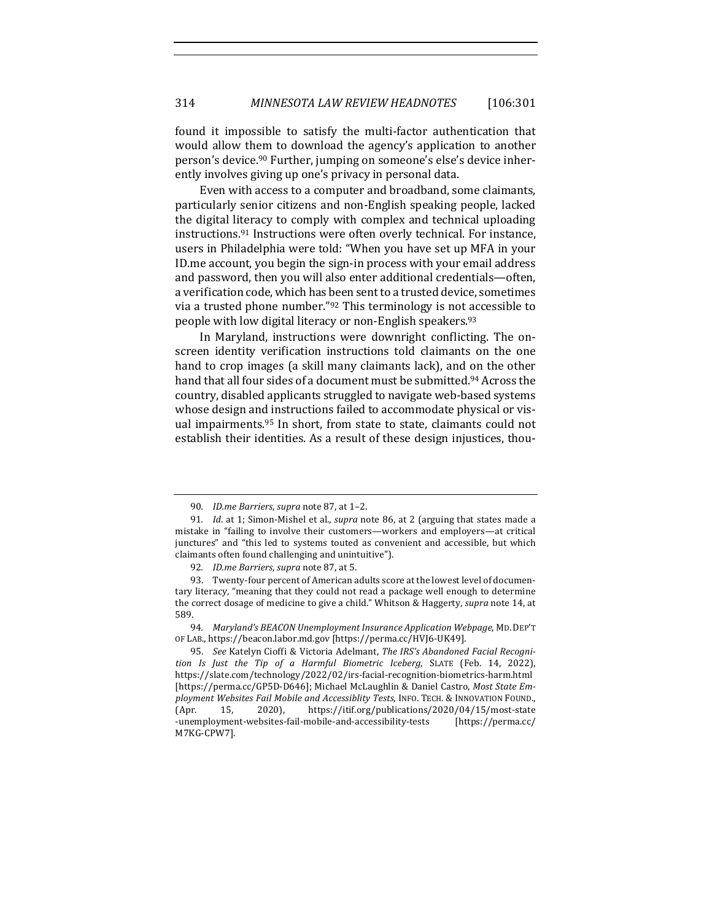found it impossible to satisfy the multi-factor authentication that would allow them to download the agency's application to another person's device.[90] Further, jumping on someone's else's device inherently involves giving up one's privacy in personal data.

Even with access to a computer and broadband, some claimants, particularly senior citizens and non-English speaking people, lacked the digital literacy to comply with complex and technical uploading instructions.[91] Instructions were often overly technical. For instance, users in Philadelphia were told: "When you have set up MFA in your ID.me account, you begin the sign-in process with your email address and password, then you will also enter additional credentials—often, a verification code, which has been sent to a trusted device, sometimes via a trusted phone number."[92] This terminology is not accessible to people with low digital literacy or non-English speakers.[93]

In Maryland, instructions were downright conflicting. The on-screen identity verification instructions told claimants on the one hand to crop images (a skill many claimants lack), and on the other hand that all four sides of a document must be submitted.[94] Across the country, disabled applicants struggled to navigate web-based systems whose design and instructions failed to accommodate physical or visual impairments.[95] In short, from state to state, claimants could not establish their identities. As a result of these design injustices, thou-

---

90. *ID.me Barriers*, *supra* note 87, at 1–2.

91. *Id.* at 1; Simon-Mishel et al., *supra* note 86, at 2 (arguing that states made a mistake in "failing to involve their customers—workers and employers—at critical junctures" and "this led to systems touted as convenient and accessible, but which claimants often found challenging and unintuitive").

92. *ID.me Barriers*, *supra* note 87, at 5.

93. Twenty-four percent of American adults score at the lowest level of documentary literacy, "meaning that they could not read a package well enough to determine the correct dosage of medicine to give a child." Whitson & Haggerty, *supra* note 14, at 589.

94. *Maryland's BEACON Unemployment Insurance Application Webpage*, MD. DEP'T OF LAB., https://beacon.labor.md.gov [https://perma.cc/HVJ6-UK49].

95. *See* Katelyn Cioffi & Victoria Adelmant, *The IRS's Abandoned Facial Recognition Is Just the Tip of a Harmful Biometric Iceberg*, SLATE (Feb. 14, 2022), https://slate.com/technology/2022/02/irs-facial-recognition-biometrics-harm.html [https://perma.cc/GP5D-D646]; Michael McLaughlin & Daniel Castro, *Most State Employment Websites Fail Mobile and Accessiblity Tests*, INFO. TECH. & INNOVATION FOUND., (Apr. 15, 2020), https://itif.org/publications/2020/04/15/most-state-unemployment-websites-fail-mobile-and-accessibility-tests [https://perma.cc/M7KG-CPW7].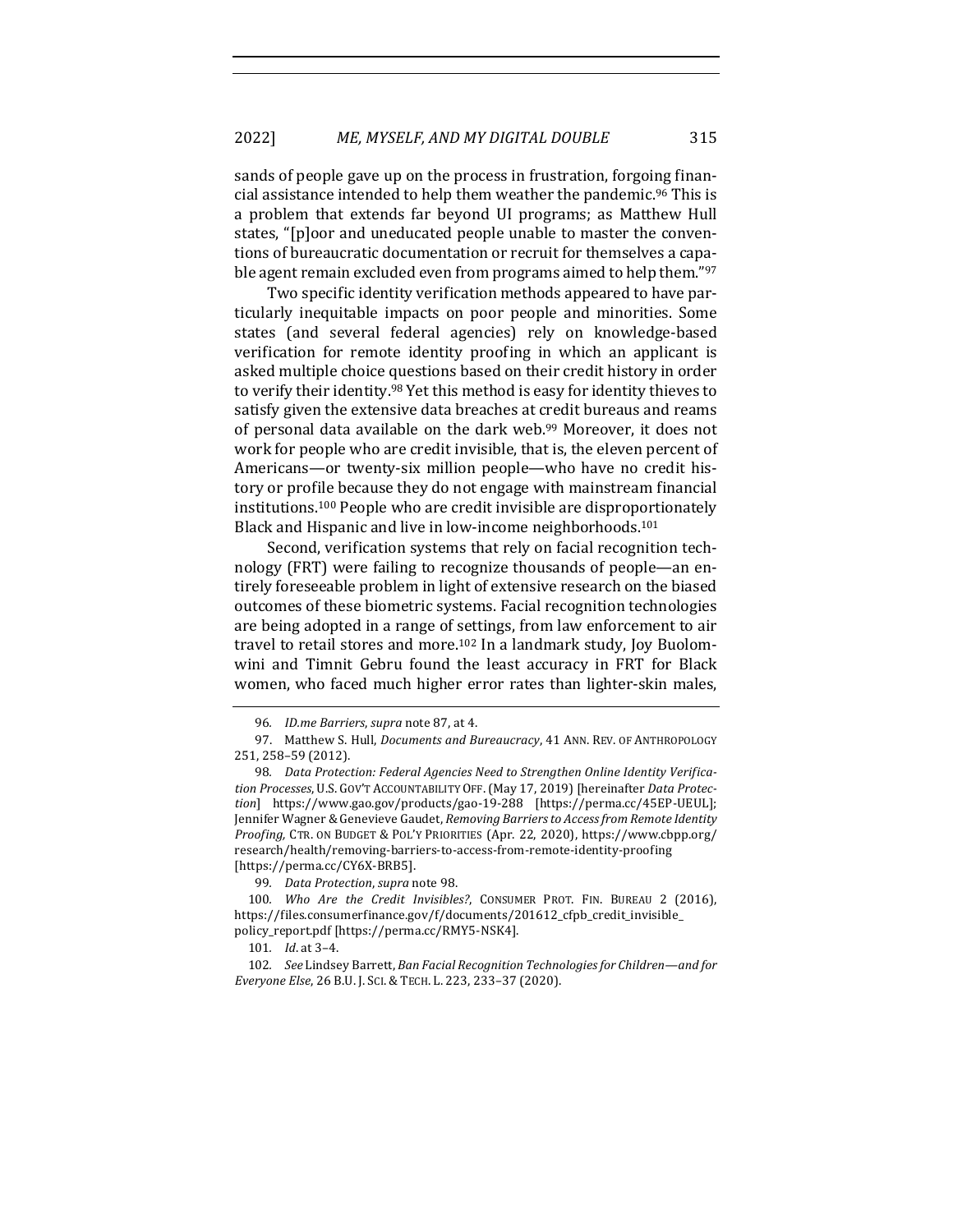sands of people gave up on the process in frustration, forgoing financial assistance intended to help them weather the pandemic.[96] This is a problem that extends far beyond UI programs; as Matthew Hull states, "[p]oor and uneducated people unable to master the conventions of bureaucratic documentation or recruit for themselves a capable agent remain excluded even from programs aimed to help them."[97]

Two specific identity verification methods appeared to have particularly inequitable impacts on poor people and minorities. Some states (and several federal agencies) rely on knowledge-based verification for remote identity proofing in which an applicant is asked multiple choice questions based on their credit history in order to verify their identity.[98] Yet this method is easy for identity thieves to satisfy given the extensive data breaches at credit bureaus and reams of personal data available on the dark web.[99] Moreover, it does not work for people who are credit invisible, that is, the eleven percent of Americans—or twenty-six million people—who have no credit history or profile because they do not engage with mainstream financial institutions.[100] People who are credit invisible are disproportionately Black and Hispanic and live in low-income neighborhoods.[101]

Second, verification systems that rely on facial recognition technology (FRT) were failing to recognize thousands of people—an entirely foreseeable problem in light of extensive research on the biased outcomes of these biometric systems. Facial recognition technologies are being adopted in a range of settings, from law enforcement to air travel to retail stores and more.[102] In a landmark study, Joy Buolomwini and Timnit Gebru found the least accuracy in FRT for Black women, who faced much higher error rates than lighter-skin males,

---

96. *ID.me Barriers*, *supra* note 87, at 4.

97. Matthew S. Hull, *Documents and Bureaucracy*, 41 ANN. REV. OF ANTHROPOLOGY 251, 258–59 (2012).

98. *Data Protection: Federal Agencies Need to Strengthen Online Identity Verification Processes*, U.S. GOV'T ACCOUNTABILITY OFF. (May 17, 2019) [hereinafter *Data Protection*] https://www.gao.gov/products/gao-19-288 [https://perma.cc/45EP-UEUL]; Jennifer Wagner & Genevieve Gaudet, *Removing Barriers to Access from Remote Identity Proofing,* CTR. ON BUDGET & POL'Y PRIORITIES (Apr. 22, 2020), https://www.cbpp.org/research/health/removing-barriers-to-access-from-remote-identity-proofing [https://perma.cc/CY6X-BRB5].

99. *Data Protection*, *supra* note 98.

100. *Who Are the Credit Invisibles?*, CONSUMER PROT. FIN. BUREAU 2 (2016), https://files.consumerfinance.gov/f/documents/201612_cfpb_credit_invisible_policy_report.pdf [https://perma.cc/RMY5-NSK4].

101. *Id.* at 3–4.

102. *See* Lindsey Barrett, *Ban Facial Recognition Technologies for Children—and for Everyone Else*, 26 B.U. J. SCI. & TECH. L. 223, 233–37 (2020).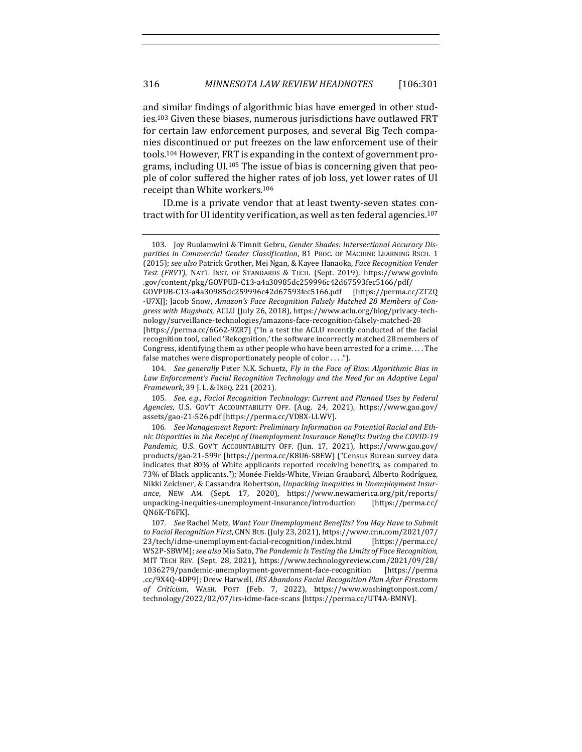and similar findings of algorithmic bias have emerged in other studies.[103] Given these biases, numerous jurisdictions have outlawed FRT for certain law enforcement purposes, and several Big Tech companies discontinued or put freezes on the law enforcement use of their tools.[104] However, FRT is expanding in the context of government programs, including UI.[105] The issue of bias is concerning given that people of color suffered the higher rates of job loss, yet lower rates of UI receipt than White workers.[106]

ID.me is a private vendor that at least twenty-seven states contract with for UI identity verification, as well as ten federal agencies.[107]

---

103. Joy Buolamwini & Timnit Gebru, *Gender Shades: Intersectional Accuracy Disparities in Commercial Gender Classification*, 81 PROC. OF MACHINE LEARNING RSCH. 1 (2015); *see also* Patrick Grother, Mei Ngan, & Kayee Hanaoka, *Face Recognition Vender Test (FRVT)*, NAT'L INST. OF STANDARDS & TECH. (Sept. 2019), https://www.govinfo.gov/content/pkg/GOVPUB-C13-a4a30985dc259996c42d67593fec5166/pdf/GOVPUB-C13-a4a30985dc259996c42d67593fec5166.pdf [https://perma.cc/2T2Q-U7XJ]; Jacob Snow, *Amazon's Face Recognition Falsely Matched 28 Members of Congress with Mugshots*, ACLU (July 26, 2018), https://www.aclu.org/blog/privacy-technology/surveillance-technologies/amazons-face-recognition-falsely-matched-28 [https://perma.cc/6G62-9ZR7] ("In a test the ACLU recently conducted of the facial recognition tool, called 'Rekognition,' the software incorrectly matched 28 members of Congress, identifying them as other people who have been arrested for a crime. . . . The false matches were disproportionately people of color . . . .").

104. *See generally* Peter N.K. Schuetz, *Fly in the Face of Bias: Algorithmic Bias in Law Enforcement's Facial Recognition Technology and the Need for an Adaptive Legal Framework*, 39 J. L. & INEQ. 221 (2021).

105. *See, e.g.*, *Facial Recognition Technology: Current and Planned Uses by Federal Agencies*, U.S. GOV'T ACCOUNTABILITY OFF. (Aug. 24, 2021), https://www.gao.gov/assets/gao-21-526.pdf [https://perma.cc/VD8X-LLWV].

106. *See Management Report: Preliminary Information on Potential Racial and Ethnic Disparities in the Receipt of Unemployment Insurance Benefits During the COVID-19 Pandemic*, U.S. GOV'T ACCOUNTABILITY OFF. (Jun. 17, 2021), https://www.gao.gov/products/gao-21-599r [https://perma.cc/K8U6-S8EW] ("Census Bureau survey data indicates that 80% of White applicants reported receiving benefits, as compared to 73% of Black applicants."); Monée Fields-White, Vivian Graubard, Alberto Rodríguez, Nikki Zeichner, & Cassandra Robertson, *Unpacking Inequities in Unemployment Insurance*, NEW AM. (Sept. 17, 2020), https://www.newamerica.org/pit/reports/unpacking-inequities-unemployment-insurance/introduction [https://perma.cc/QN6K-T6FK].

107. *See* Rachel Metz, *Want Your Unemployment Benefits? You May Have to Submit to Facial Recognition First*, CNN BUS. (July 23, 2021), https://www.cnn.com/2021/07/23/tech/idme-unemployment-facial-recognition/index.html [https://perma.cc/WS2P-SBWM]; *see also* Mia Sato, *The Pandemic Is Testing the Limits of Face Recognition*, MIT TECH REV. (Sept. 28, 2021), https://www.technologyreview.com/2021/09/28/1036279/pandemic-unemployment-government-face-recognition [https://perma.cc/9X4Q-4DP9]; Drew Harwell, *IRS Abandons Facial Recognition Plan After Firestorm of Criticism*, WASH. POST (Feb. 7, 2022), https://www.washingtonpost.com/technology/2022/02/07/irs-idme-face-scans [https://perma.cc/UT4A-BMNV].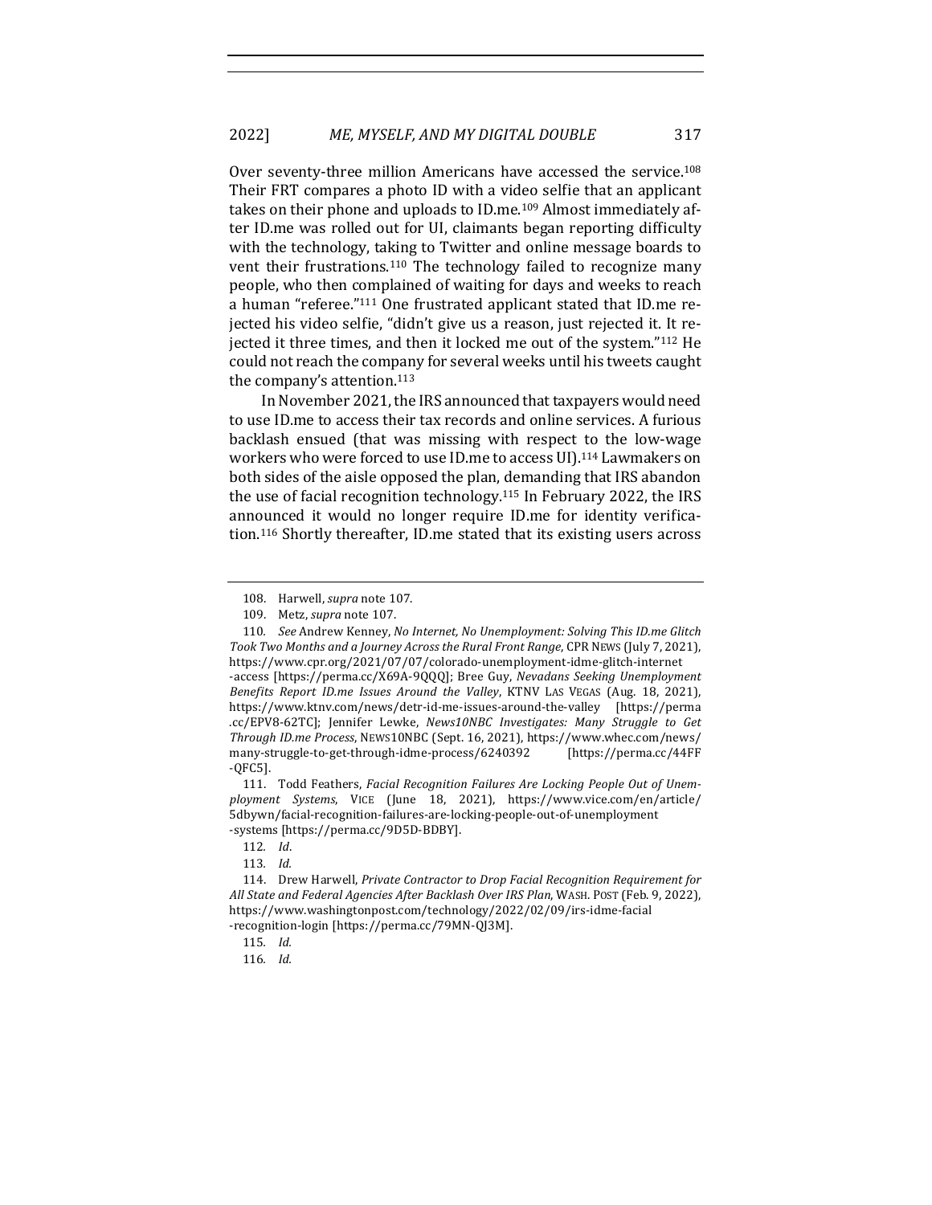Over seventy-three million Americans have accessed the service.[108] Their FRT compares a photo ID with a video selfie that an applicant takes on their phone and uploads to ID.me.[109] Almost immediately after ID.me was rolled out for UI, claimants began reporting difficulty with the technology, taking to Twitter and online message boards to vent their frustrations.[110] The technology failed to recognize many people, who then complained of waiting for days and weeks to reach a human "referee."[111] One frustrated applicant stated that ID.me rejected his video selfie, "didn't give us a reason, just rejected it. It rejected it three times, and then it locked me out of the system."[112] He could not reach the company for several weeks until his tweets caught the company's attention.[113]

In November 2021, the IRS announced that taxpayers would need to use ID.me to access their tax records and online services. A furious backlash ensued (that was missing with respect to the low-wage workers who were forced to use ID.me to access UI).[114] Lawmakers on both sides of the aisle opposed the plan, demanding that IRS abandon the use of facial recognition technology.[115] In February 2022, the IRS announced it would no longer require ID.me for identity verification.[116] Shortly thereafter, ID.me stated that its existing users across

---

108. Harwell, *supra* note 107.

109. Metz, *supra* note 107.

110. *See* Andrew Kenney, *No Internet, No Unemployment: Solving This ID.me Glitch Took Two Months and a Journey Across the Rural Front Range*, CPR NEWS (July 7, 2021), https://www.cpr.org/2021/07/07/colorado-unemployment-idme-glitch-internet-access [https://perma.cc/X69A-9QQQ]; Bree Guy, *Nevadans Seeking Unemployment Benefits Report ID.me Issues Around the Valley*, KTNV LAS VEGAS (Aug. 18, 2021), https://www.ktnv.com/news/detr-id-me-issues-around-the-valley [https://perma.cc/EPV8-62TC]; Jennifer Lewke, *News10NBC Investigates: Many Struggle to Get Through ID.me Process*, NEWS10NBC (Sept. 16, 2021), https://www.whec.com/news/many-struggle-to-get-through-idme-process/6240392 [https://perma.cc/44FF-QFC5].

111. Todd Feathers, *Facial Recognition Failures Are Locking People Out of Unemployment Systems*, VICE (June 18, 2021), https://www.vice.com/en/article/5dbywn/facial-recognition-failures-are-locking-people-out-of-unemployment-systems [https://perma.cc/9D5D-BDBY].

112. *Id.*

113. *Id.*

114. Drew Harwell, *Private Contractor to Drop Facial Recognition Requirement for All State and Federal Agencies After Backlash Over IRS Plan*, WASH. POST (Feb. 9, 2022), https://www.washingtonpost.com/technology/2022/02/09/irs-idme-facial-recognition-login [https://perma.cc/79MN-QJ3M].

115. *Id.*

116. *Id.*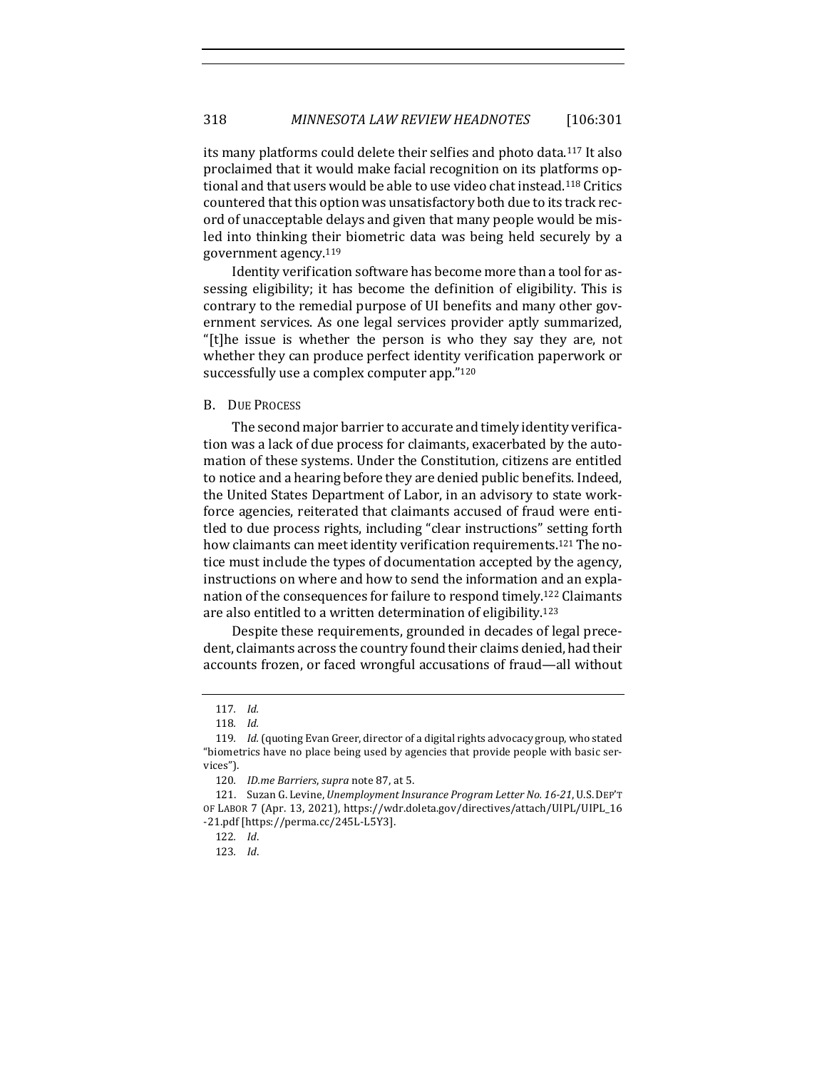its many platforms could delete their selfies and photo data.[117] It also proclaimed that it would make facial recognition on its platforms optional and that users would be able to use video chat instead.[118] Critics countered that this option was unsatisfactory both due to its track record of unacceptable delays and given that many people would be misled into thinking their biometric data was being held securely by a government agency.[119]

Identity verification software has become more than a tool for assessing eligibility; it has become the definition of eligibility. This is contrary to the remedial purpose of UI benefits and many other government services. As one legal services provider aptly summarized, "[t]he issue is whether the person is who they say they are, not whether they can produce perfect identity verification paperwork or successfully use a complex computer app."[120]

## B. Due Process

The second major barrier to accurate and timely identity verification was a lack of due process for claimants, exacerbated by the automation of these systems. Under the Constitution, citizens are entitled to notice and a hearing before they are denied public benefits. Indeed, the United States Department of Labor, in an advisory to state workforce agencies, reiterated that claimants accused of fraud were entitled to due process rights, including "clear instructions" setting forth how claimants can meet identity verification requirements.[121] The notice must include the types of documentation accepted by the agency, instructions on where and how to send the information and an explanation of the consequences for failure to respond timely.[122] Claimants are also entitled to a written determination of eligibility.[123]

Despite these requirements, grounded in decades of legal precedent, claimants across the country found their claims denied, had their accounts frozen, or faced wrongful accusations of fraud—all without

---

117. *Id.*

118. *Id.*

119. *Id.* (quoting Evan Greer, director of a digital rights advocacy group, who stated "biometrics have no place being used by agencies that provide people with basic services").

120. *ID.me Barriers*, *supra* note 87, at 5.

121. Suzan G. Levine, *Unemployment Insurance Program Letter No. 16-21*, U.S. DEP'T OF LABOR 7 (Apr. 13, 2021), https://wdr.doleta.gov/directives/attach/UIPL/UIPL_16-21.pdf [https://perma.cc/245L-L5Y3].

122. *Id.*

123. *Id.*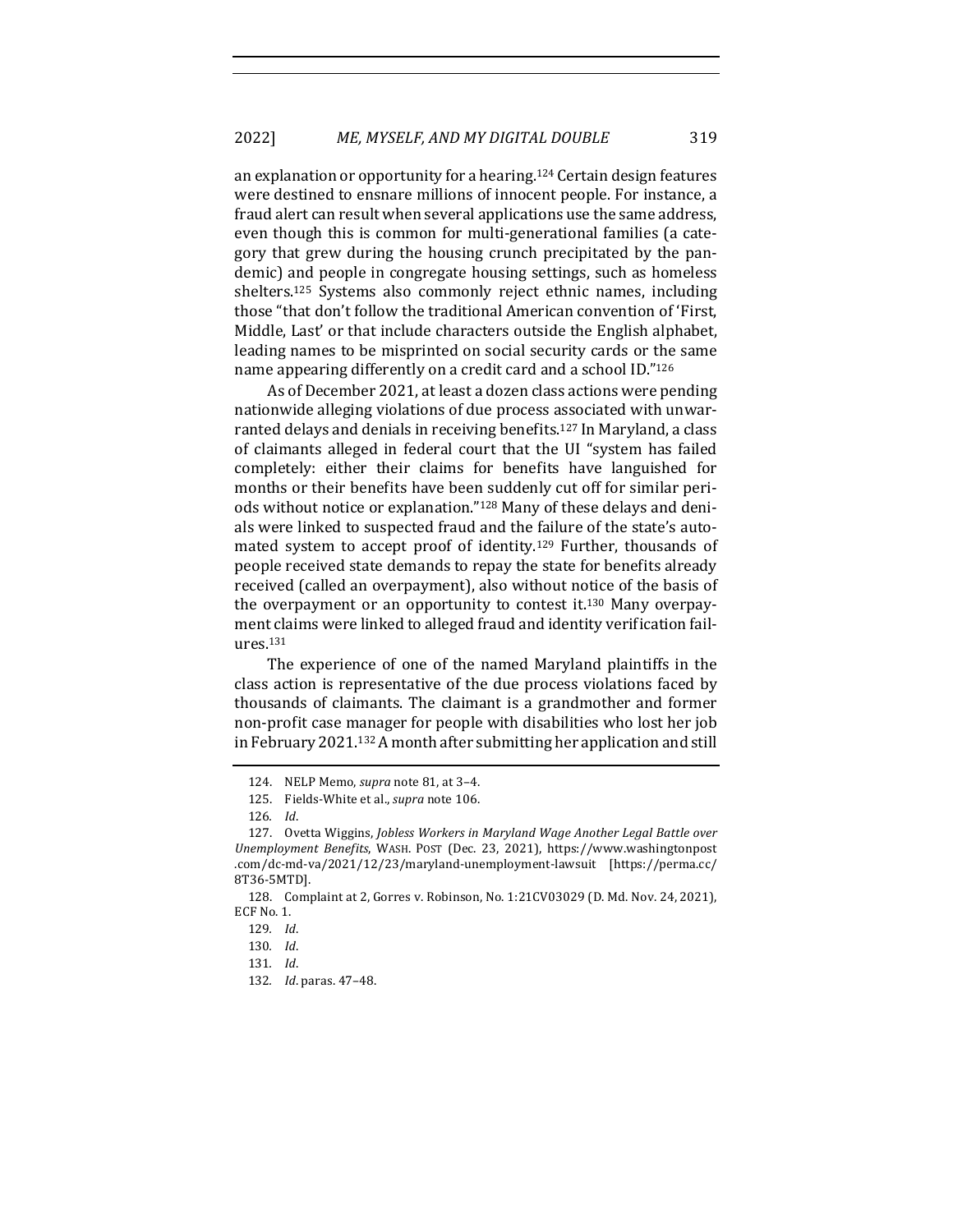an explanation or opportunity for a hearing.[124] Certain design features were destined to ensnare millions of innocent people. For instance, a fraud alert can result when several applications use the same address, even though this is common for multi-generational families (a category that grew during the housing crunch precipitated by the pandemic) and people in congregate housing settings, such as homeless shelters.[125] Systems also commonly reject ethnic names, including those "that don't follow the traditional American convention of 'First, Middle, Last' or that include characters outside the English alphabet, leading names to be misprinted on social security cards or the same name appearing differently on a credit card and a school ID."[126]

As of December 2021, at least a dozen class actions were pending nationwide alleging violations of due process associated with unwarranted delays and denials in receiving benefits.[127] In Maryland, a class of claimants alleged in federal court that the UI "system has failed completely: either their claims for benefits have languished for months or their benefits have been suddenly cut off for similar periods without notice or explanation."[128] Many of these delays and denials were linked to suspected fraud and the failure of the state's automated system to accept proof of identity.[129] Further, thousands of people received state demands to repay the state for benefits already received (called an overpayment), also without notice of the basis of the overpayment or an opportunity to contest it.[130] Many overpayment claims were linked to alleged fraud and identity verification failures.[131]

The experience of one of the named Maryland plaintiffs in the class action is representative of the due process violations faced by thousands of claimants. The claimant is a grandmother and former non-profit case manager for people with disabilities who lost her job in February 2021.[132] A month after submitting her application and still

---

124. NELP Memo, *supra* note 81, at 3–4.

125. Fields-White et al., *supra* note 106.

126. *Id*.

127. Ovetta Wiggins, *Jobless Workers in Maryland Wage Another Legal Battle over Unemployment Benefits*, WASH. POST (Dec. 23, 2021), https://www.washingtonpost.com/dc-md-va/2021/12/23/maryland-unemployment-lawsuit [https://perma.cc/8T36-5MTD].

128. Complaint at 2, Gorres v. Robinson, No. 1:21CV03029 (D. Md. Nov. 24, 2021), ECF No. 1.

129. *Id*.

130. *Id*.

131. *Id*.

132. *Id*. paras. 47–48.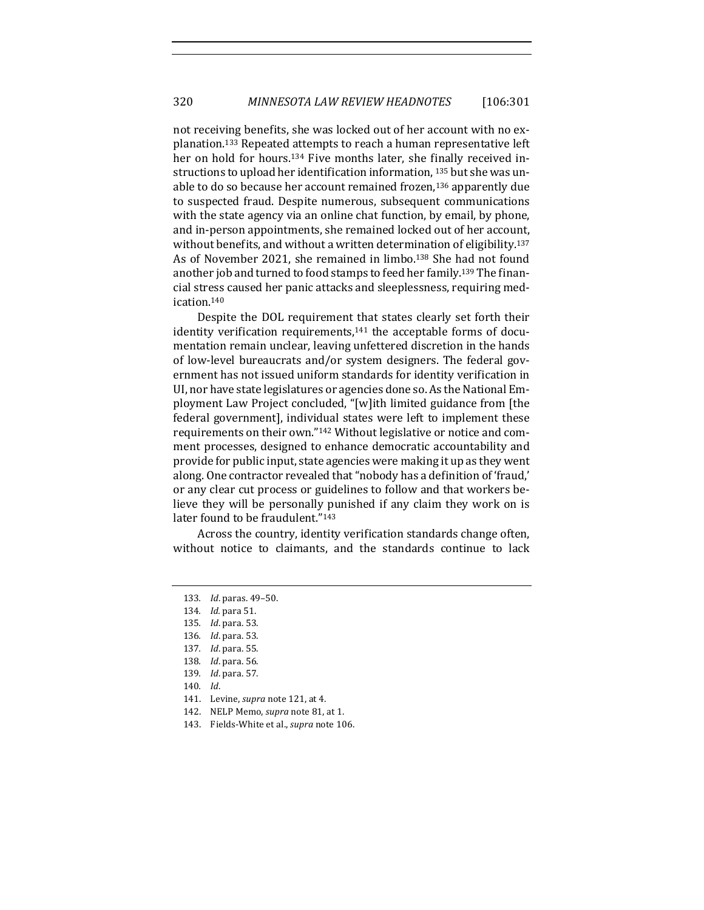not receiving benefits, she was locked out of her account with no explanation.[133] Repeated attempts to reach a human representative left her on hold for hours.[134] Five months later, she finally received instructions to upload her identification information, [135] but she was unable to do so because her account remained frozen,[136] apparently due to suspected fraud. Despite numerous, subsequent communications with the state agency via an online chat function, by email, by phone, and in-person appointments, she remained locked out of her account, without benefits, and without a written determination of eligibility.[137] As of November 2021, she remained in limbo.[138] She had not found another job and turned to food stamps to feed her family.[139] The financial stress caused her panic attacks and sleeplessness, requiring medication.[140]

Despite the DOL requirement that states clearly set forth their identity verification requirements,[141] the acceptable forms of documentation remain unclear, leaving unfettered discretion in the hands of low-level bureaucrats and/or system designers. The federal government has not issued uniform standards for identity verification in UI, nor have state legislatures or agencies done so. As the National Employment Law Project concluded, "[w]ith limited guidance from [the federal government], individual states were left to implement these requirements on their own."[142] Without legislative or notice and comment processes, designed to enhance democratic accountability and provide for public input, state agencies were making it up as they went along. One contractor revealed that "nobody has a definition of 'fraud,' or any clear cut process or guidelines to follow and that workers believe they will be personally punished if any claim they work on is later found to be fraudulent."[143]

Across the country, identity verification standards change often, without notice to claimants, and the standards continue to lack

---

133. *Id*. paras. 49–50.

134. *Id.* para 51.

135. *Id*. para. 53.

136. *Id*. para. 53.

137. *Id*. para. 55.

138. *Id*. para. 56.

139. *Id*. para. 57.

140. *Id*.

141. Levine, *supra* note 121, at 4.

142. NELP Memo, *supra* note 81, at 1.

143. Fields-White et al., *supra* note 106.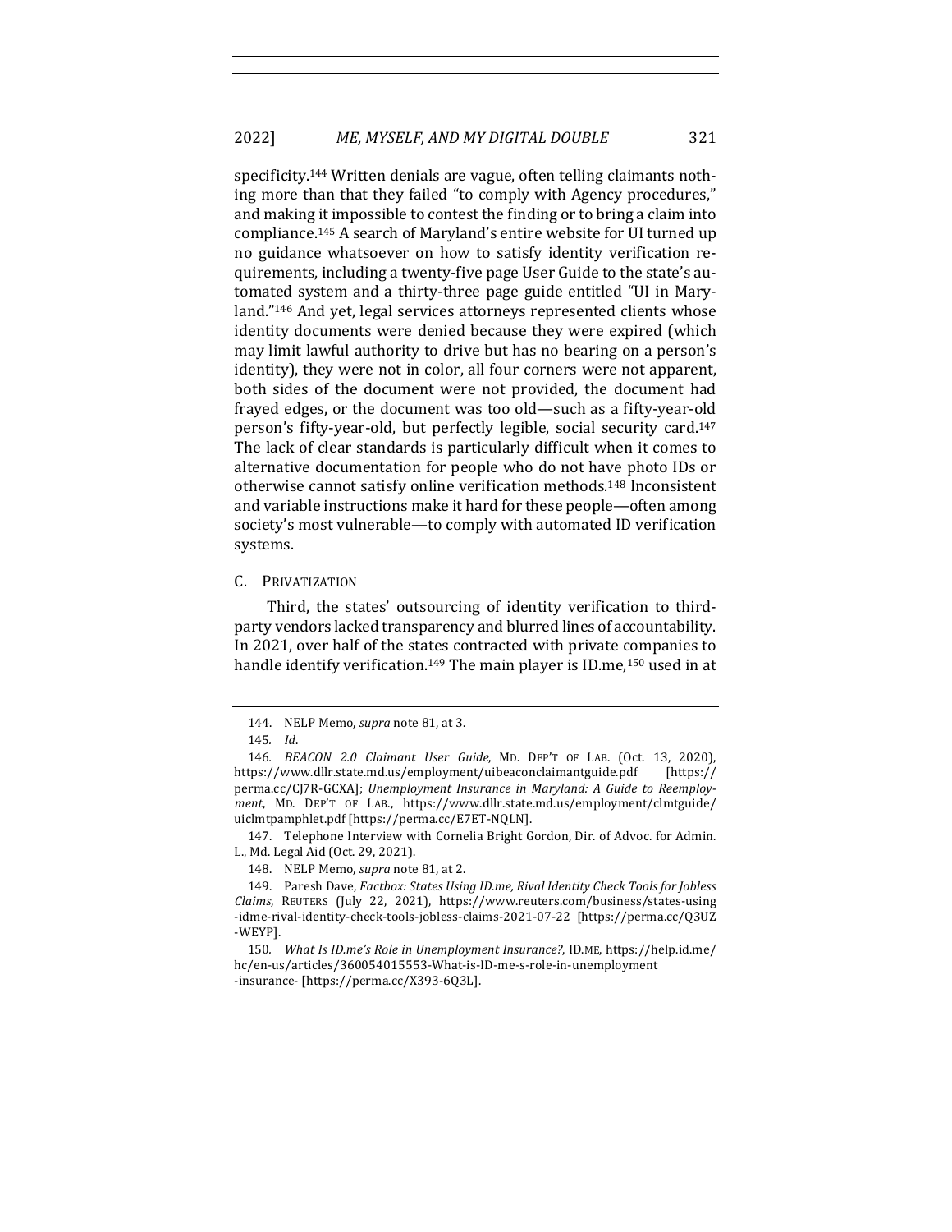specificity.[144] Written denials are vague, often telling claimants nothing more than that they failed "to comply with Agency procedures," and making it impossible to contest the finding or to bring a claim into compliance.[145] A search of Maryland's entire website for UI turned up no guidance whatsoever on how to satisfy identity verification requirements, including a twenty-five page User Guide to the state's automated system and a thirty-three page guide entitled "UI in Maryland."[146] And yet, legal services attorneys represented clients whose identity documents were denied because they were expired (which may limit lawful authority to drive but has no bearing on a person's identity), they were not in color, all four corners were not apparent, both sides of the document were not provided, the document had frayed edges, or the document was too old—such as a fifty-year-old person's fifty-year-old, but perfectly legible, social security card.[147] The lack of clear standards is particularly difficult when it comes to alternative documentation for people who do not have photo IDs or otherwise cannot satisfy online verification methods.[148] Inconsistent and variable instructions make it hard for these people—often among society's most vulnerable—to comply with automated ID verification systems.

## C. PRIVATIZATION

Third, the states' outsourcing of identity verification to third-party vendors lacked transparency and blurred lines of accountability. In 2021, over half of the states contracted with private companies to handle identify verification.[149] The main player is ID.me,[150] used in at

---

144. NELP Memo, *supra* note 81, at 3.

145. *Id*.

146. *BEACON 2.0 Claimant User Guide*, MD. DEP'T OF LAB. (Oct. 13, 2020), https://www.dllr.state.md.us/employment/uibeaconclaimantguide.pdf [https://perma.cc/CJ7R-GCXA]; *Unemployment Insurance in Maryland: A Guide to Reemployment*, MD. DEP'T OF LAB., https://www.dllr.state.md.us/employment/clmtguide/uiclmtpamphlet.pdf [https://perma.cc/E7ET-NQLN].

147. Telephone Interview with Cornelia Bright Gordon, Dir. of Advoc. for Admin. L., Md. Legal Aid (Oct. 29, 2021).

148. NELP Memo, *supra* note 81, at 2.

149. Paresh Dave, *Factbox: States Using ID.me, Rival Identity Check Tools for Jobless Claims*, REUTERS (July 22, 2021), https://www.reuters.com/business/states-using-idme-rival-identity-check-tools-jobless-claims-2021-07-22 [https://perma.cc/Q3UZ-WEYP].

150. *What Is ID.me's Role in Unemployment Insurance?*, ID.ME, https://help.id.me/hc/en-us/articles/360054015553-What-is-ID-me-s-role-in-unemployment-insurance- [https://perma.cc/X393-6Q3L].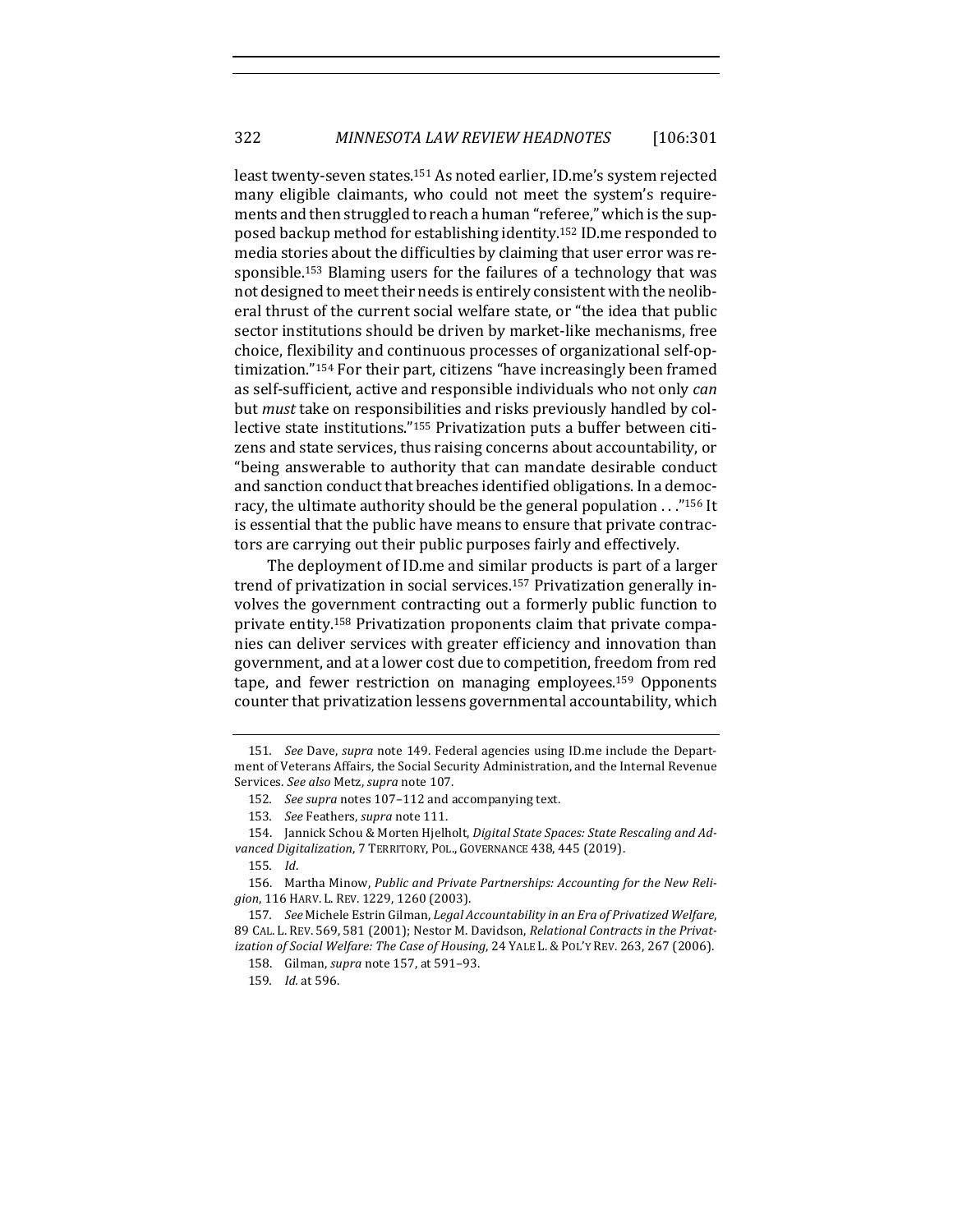least twenty-seven states.[151] As noted earlier, ID.me's system rejected many eligible claimants, who could not meet the system's requirements and then struggled to reach a human "referee," which is the supposed backup method for establishing identity.[152] ID.me responded to media stories about the difficulties by claiming that user error was responsible.[153] Blaming users for the failures of a technology that was not designed to meet their needs is entirely consistent with the neoliberal thrust of the current social welfare state, or "the idea that public sector institutions should be driven by market-like mechanisms, free choice, flexibility and continuous processes of organizational self-optimization."[154] For their part, citizens "have increasingly been framed as self-sufficient, active and responsible individuals who not only *can* but *must* take on responsibilities and risks previously handled by collective state institutions."[155] Privatization puts a buffer between citizens and state services, thus raising concerns about accountability, or "being answerable to authority that can mandate desirable conduct and sanction conduct that breaches identified obligations. In a democracy, the ultimate authority should be the general population . . ."[156] It is essential that the public have means to ensure that private contractors are carrying out their public purposes fairly and effectively.

The deployment of ID.me and similar products is part of a larger trend of privatization in social services.[157] Privatization generally involves the government contracting out a formerly public function to private entity.[158] Privatization proponents claim that private companies can deliver services with greater efficiency and innovation than government, and at a lower cost due to competition, freedom from red tape, and fewer restriction on managing employees.[159] Opponents counter that privatization lessens governmental accountability, which

---

151. *See* Dave, *supra* note 149. Federal agencies using ID.me include the Department of Veterans Affairs, the Social Security Administration, and the Internal Revenue Services. *See also* Metz, *supra* note 107.

152. *See supra* notes 107–112 and accompanying text.

153. *See* Feathers, *supra* note 111.

154. Jannick Schou & Morten Hjelholt, *Digital State Spaces: State Rescaling and Advanced Digitalization*, 7 TERRITORY, POL., GOVERNANCE 438, 445 (2019).

155. *Id.*

156. Martha Minow, *Public and Private Partnerships: Accounting for the New Religion*, 116 HARV. L. REV. 1229, 1260 (2003).

157. *See* Michele Estrin Gilman, *Legal Accountability in an Era of Privatized Welfare*, 89 CAL. L. REV. 569, 581 (2001); Nestor M. Davidson, *Relational Contracts in the Privatization of Social Welfare: The Case of Housing*, 24 YALE L. & POL'Y REV. 263, 267 (2006).

158. Gilman, *supra* note 157, at 591–93.

159. *Id.* at 596.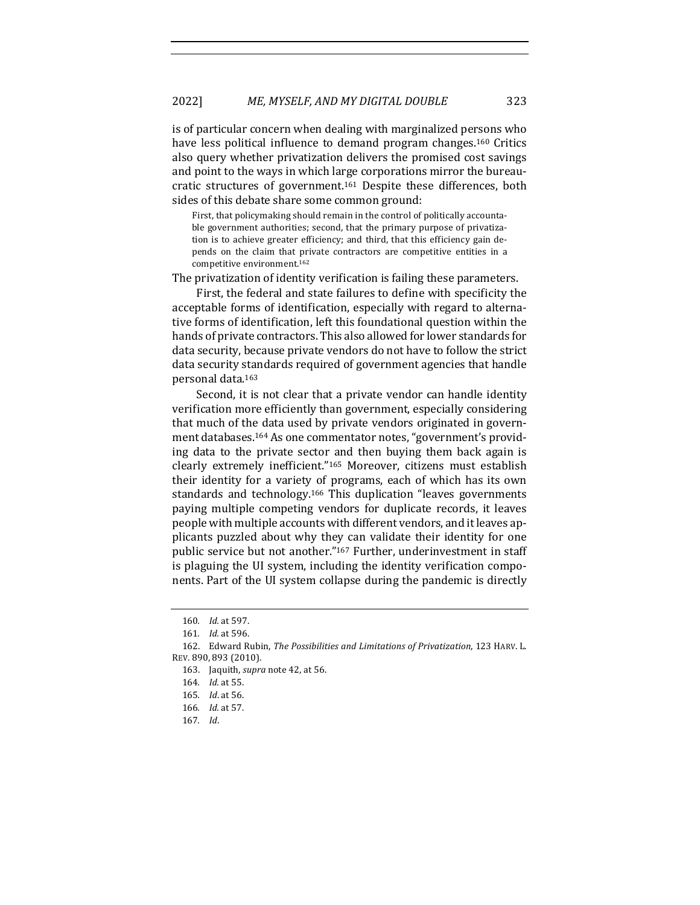is of particular concern when dealing with marginalized persons who have less political influence to demand program changes.[160] Critics also query whether privatization delivers the promised cost savings and point to the ways in which large corporations mirror the bureaucratic structures of government.[161] Despite these differences, both sides of this debate share some common ground:

> First, that policymaking should remain in the control of politically accountable government authorities; second, that the primary purpose of privatization is to achieve greater efficiency; and third, that this efficiency gain depends on the claim that private contractors are competitive entities in a competitive environment.[162]

The privatization of identity verification is failing these parameters.

First, the federal and state failures to define with specificity the acceptable forms of identification, especially with regard to alternative forms of identification, left this foundational question within the hands of private contractors. This also allowed for lower standards for data security, because private vendors do not have to follow the strict data security standards required of government agencies that handle personal data.[163]

Second, it is not clear that a private vendor can handle identity verification more efficiently than government, especially considering that much of the data used by private vendors originated in government databases.[164] As one commentator notes, "government's providing data to the private sector and then buying them back again is clearly extremely inefficient."[165] Moreover, citizens must establish their identity for a variety of programs, each of which has its own standards and technology.[166] This duplication "leaves governments paying multiple competing vendors for duplicate records, it leaves people with multiple accounts with different vendors, and it leaves applicants puzzled about why they can validate their identity for one public service but not another."[167] Further, underinvestment in staff is plaguing the UI system, including the identity verification components. Part of the UI system collapse during the pandemic is directly

160. *Id.* at 597.

161. *Id.* at 596.

162. Edward Rubin, *The Possibilities and Limitations of Privatization*, 123 HARV. L. REV. 890, 893 (2010).

163. Jaquith, *supra* note 42, at 56.

164. *Id.* at 55.

165. *Id.* at 56.

166. *Id.* at 57.

167. *Id.*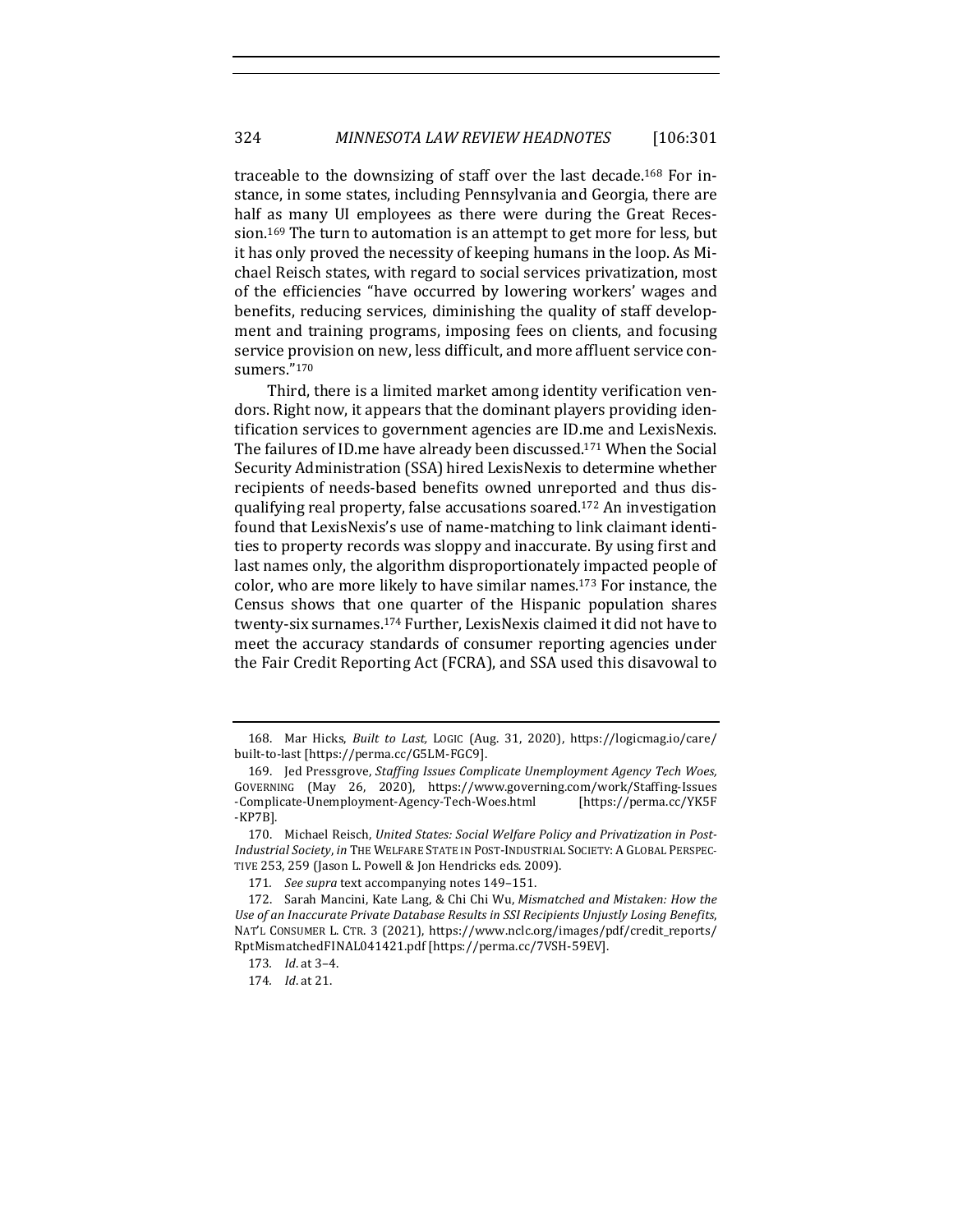traceable to the downsizing of staff over the last decade.[168] For instance, in some states, including Pennsylvania and Georgia, there are half as many UI employees as there were during the Great Recession.[169] The turn to automation is an attempt to get more for less, but it has only proved the necessity of keeping humans in the loop. As Michael Reisch states, with regard to social services privatization, most of the efficiencies "have occurred by lowering workers' wages and benefits, reducing services, diminishing the quality of staff development and training programs, imposing fees on clients, and focusing service provision on new, less difficult, and more affluent service consumers."[170]

Third, there is a limited market among identity verification vendors. Right now, it appears that the dominant players providing identification services to government agencies are ID.me and LexisNexis. The failures of ID.me have already been discussed.[171] When the Social Security Administration (SSA) hired LexisNexis to determine whether recipients of needs-based benefits owned unreported and thus disqualifying real property, false accusations soared.[172] An investigation found that LexisNexis's use of name-matching to link claimant identities to property records was sloppy and inaccurate. By using first and last names only, the algorithm disproportionately impacted people of color, who are more likely to have similar names.[173] For instance, the Census shows that one quarter of the Hispanic population shares twenty-six surnames.[174] Further, LexisNexis claimed it did not have to meet the accuracy standards of consumer reporting agencies under the Fair Credit Reporting Act (FCRA), and SSA used this disavowal to

---

168. Mar Hicks, *Built to Last,* LOGIC (Aug. 31, 2020), https://logicmag.io/care/built-to-last [https://perma.cc/G5LM-FGC9].

169. Jed Pressgrove, *Staffing Issues Complicate Unemployment Agency Tech Woes,* GOVERNING (May 26, 2020), https://www.governing.com/work/Staffing-Issues-Complicate-Unemployment-Agency-Tech-Woes.html [https://perma.cc/YK5F-KP7B].

170. Michael Reisch, *United States: Social Welfare Policy and Privatization in Post-Industrial Society*, *in* THE WELFARE STATE IN POST-INDUSTRIAL SOCIETY: A GLOBAL PERSPECTIVE 253, 259 (Jason L. Powell & Jon Hendricks eds. 2009).

171. *See supra* text accompanying notes 149–151.

172. Sarah Mancini, Kate Lang, & Chi Chi Wu, *Mismatched and Mistaken: How the Use of an Inaccurate Private Database Results in SSI Recipients Unjustly Losing Benefits*, NAT'L CONSUMER L. CTR. 3 (2021), https://www.nclc.org/images/pdf/credit_reports/RptMismatchedFINAL041421.pdf [https://perma.cc/7VSH-59EV].

173. *Id.* at 3–4.

174. *Id.* at 21.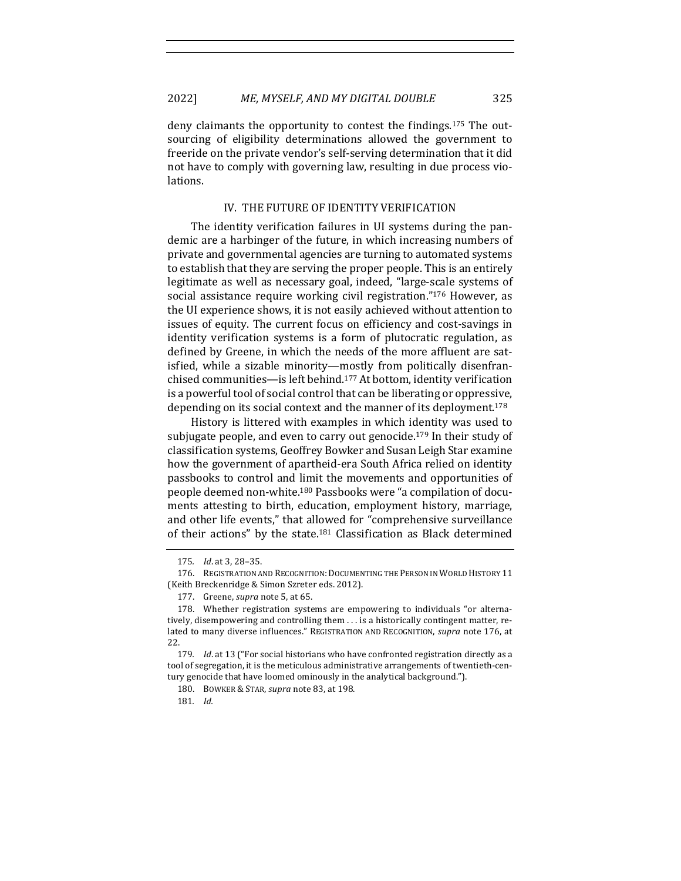deny claimants the opportunity to contest the findings.[175] The outsourcing of eligibility determinations allowed the government to freeride on the private vendor's self-serving determination that it did not have to comply with governing law, resulting in due process violations.

## IV. THE FUTURE OF IDENTITY VERIFICATION

The identity verification failures in UI systems during the pandemic are a harbinger of the future, in which increasing numbers of private and governmental agencies are turning to automated systems to establish that they are serving the proper people. This is an entirely legitimate as well as necessary goal, indeed, "large-scale systems of social assistance require working civil registration."[176] However, as the UI experience shows, it is not easily achieved without attention to issues of equity. The current focus on efficiency and cost-savings in identity verification systems is a form of plutocratic regulation, as defined by Greene, in which the needs of the more affluent are satisfied, while a sizable minority—mostly from politically disenfranchised communities—is left behind.[177] At bottom, identity verification is a powerful tool of social control that can be liberating or oppressive, depending on its social context and the manner of its deployment.[178]

History is littered with examples in which identity was used to subjugate people, and even to carry out genocide.[179] In their study of classification systems, Geoffrey Bowker and Susan Leigh Star examine how the government of apartheid-era South Africa relied on identity passbooks to control and limit the movements and opportunities of people deemed non-white.[180] Passbooks were "a compilation of documents attesting to birth, education, employment history, marriage, and other life events," that allowed for "comprehensive surveillance of their actions" by the state.[181] Classification as Black determined

---

175. *Id.* at 3, 28–35.

176. REGISTRATION AND RECOGNITION: DOCUMENTING THE PERSON IN WORLD HISTORY 11 (Keith Breckenridge & Simon Szreter eds. 2012).

177. Greene, *supra* note 5, at 65.

178. Whether registration systems are empowering to individuals "or alternatively, disempowering and controlling them . . . is a historically contingent matter, related to many diverse influences." REGISTRATION AND RECOGNITION, *supra* note 176, at 22.

179. *Id.* at 13 ("For social historians who have confronted registration directly as a tool of segregation, it is the meticulous administrative arrangements of twentieth-century genocide that have loomed ominously in the analytical background.").

180. BOWKER & STAR, *supra* note 83, at 198.

181. *Id.*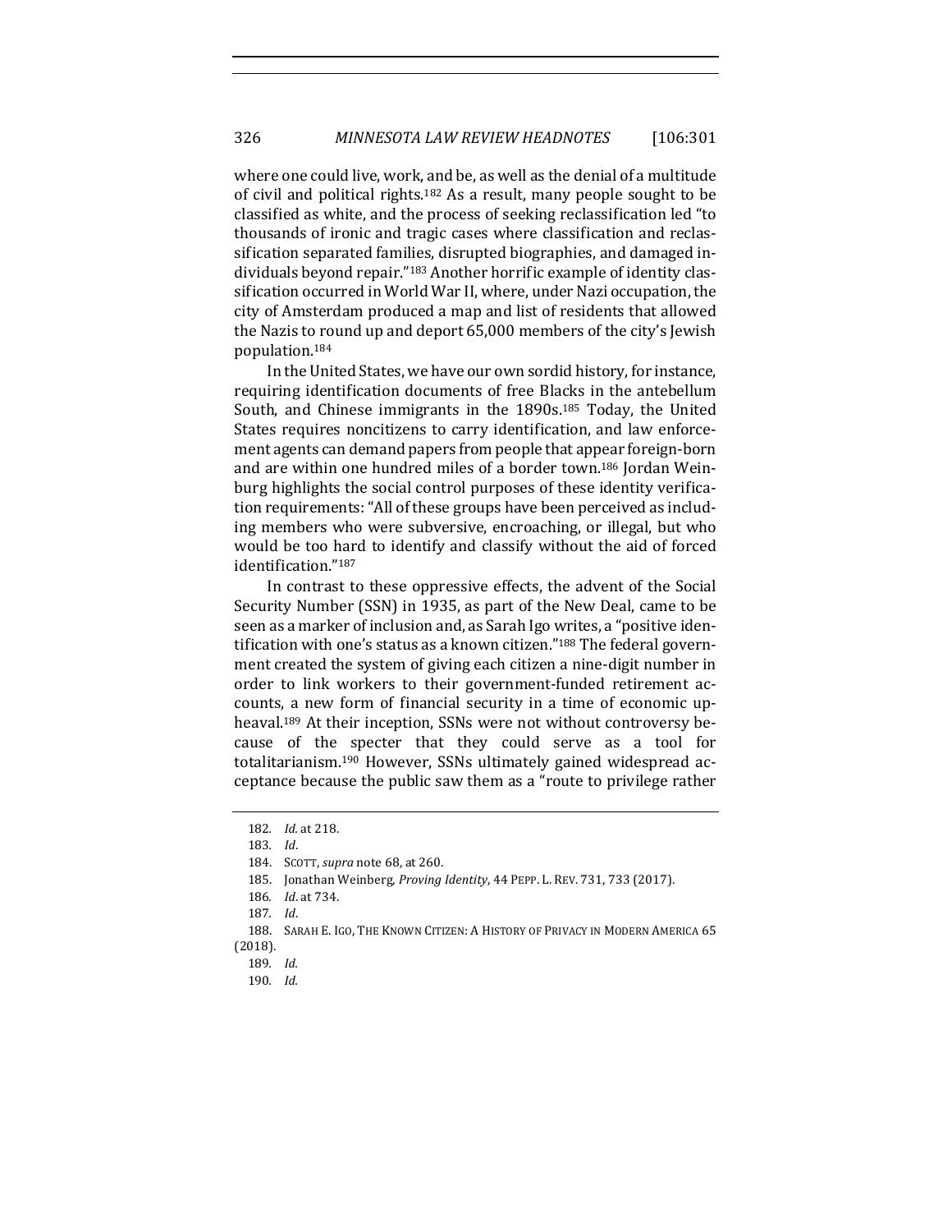where one could live, work, and be, as well as the denial of a multitude of civil and political rights.[182] As a result, many people sought to be classified as white, and the process of seeking reclassification led "to thousands of ironic and tragic cases where classification and reclassification separated families, disrupted biographies, and damaged individuals beyond repair."[183] Another horrific example of identity classification occurred in World War II, where, under Nazi occupation, the city of Amsterdam produced a map and list of residents that allowed the Nazis to round up and deport 65,000 members of the city's Jewish population.[184]

In the United States, we have our own sordid history, for instance, requiring identification documents of free Blacks in the antebellum South, and Chinese immigrants in the 1890s.[185] Today, the United States requires noncitizens to carry identification, and law enforcement agents can demand papers from people that appear foreign-born and are within one hundred miles of a border town.[186] Jordan Weinburg highlights the social control purposes of these identity verification requirements: "All of these groups have been perceived as including members who were subversive, encroaching, or illegal, but who would be too hard to identify and classify without the aid of forced identification."[187]

In contrast to these oppressive effects, the advent of the Social Security Number (SSN) in 1935, as part of the New Deal, came to be seen as a marker of inclusion and, as Sarah Igo writes, a "positive identification with one's status as a known citizen."[188] The federal government created the system of giving each citizen a nine-digit number in order to link workers to their government-funded retirement accounts, a new form of financial security in a time of economic upheaval.[189] At their inception, SSNs were not without controversy because of the specter that they could serve as a tool for totalitarianism.[190] However, SSNs ultimately gained widespread acceptance because the public saw them as a "route to privilege rather

182. *Id.* at 218.

183. *Id.*

184. SCOTT, *supra* note 68, at 260.

185. Jonathan Weinberg, *Proving Identity*, 44 PEPP. L. REV. 731, 733 (2017).

186. *Id.* at 734.

187. *Id.*

188. SARAH E. IGO, THE KNOWN CITIZEN: A HISTORY OF PRIVACY IN MODERN AMERICA 65 (2018).

189. *Id.*

190. *Id.*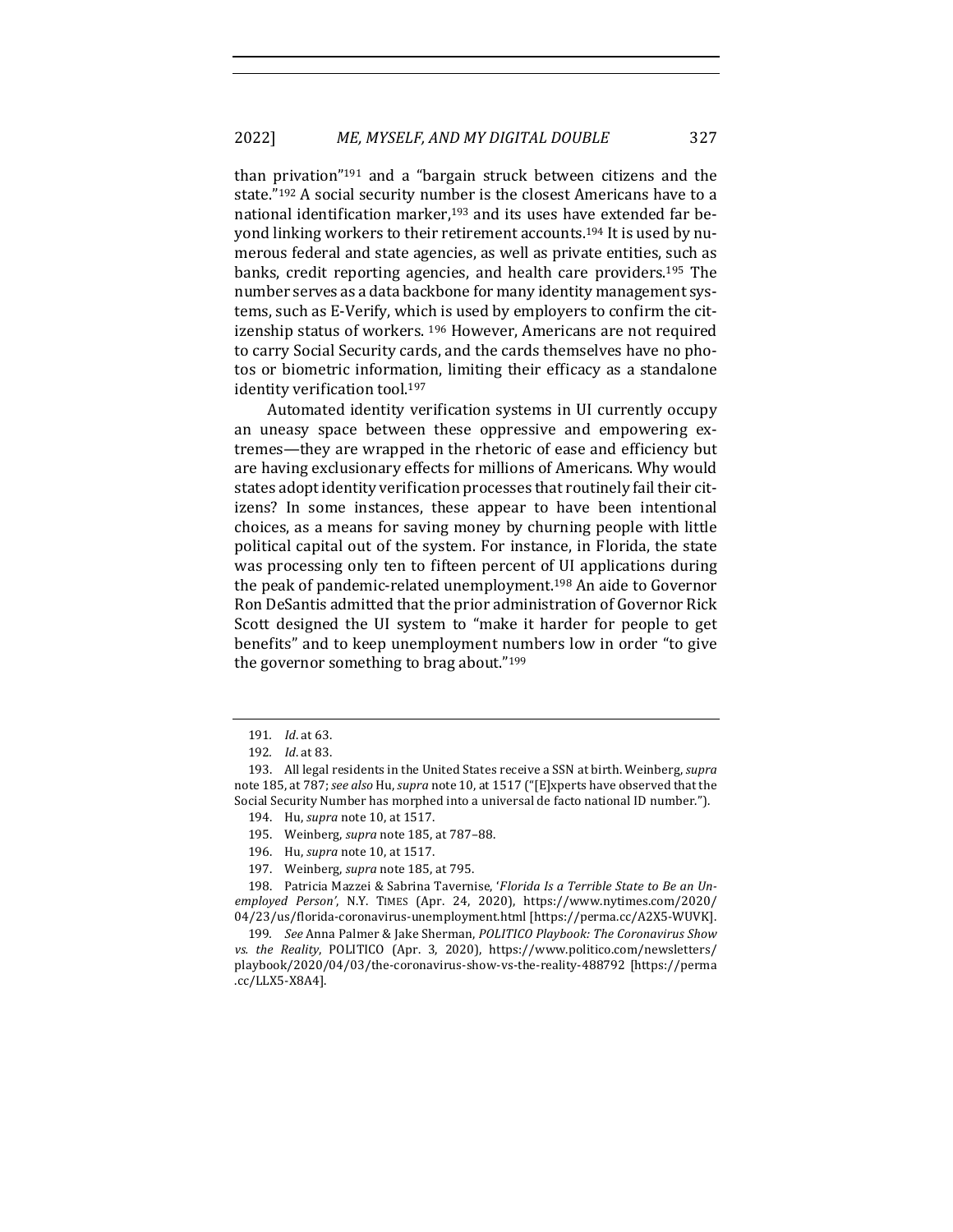than privation"[191] and a "bargain struck between citizens and the state."[192] A social security number is the closest Americans have to a national identification marker,[193] and its uses have extended far beyond linking workers to their retirement accounts.[194] It is used by numerous federal and state agencies, as well as private entities, such as banks, credit reporting agencies, and health care providers.[195] The number serves as a data backbone for many identity management systems, such as E-Verify, which is used by employers to confirm the citizenship status of workers. [196] However, Americans are not required to carry Social Security cards, and the cards themselves have no photos or biometric information, limiting their efficacy as a standalone identity verification tool.[197]

Automated identity verification systems in UI currently occupy an uneasy space between these oppressive and empowering extremes—they are wrapped in the rhetoric of ease and efficiency but are having exclusionary effects for millions of Americans. Why would states adopt identity verification processes that routinely fail their citizens? In some instances, these appear to have been intentional choices, as a means for saving money by churning people with little political capital out of the system. For instance, in Florida, the state was processing only ten to fifteen percent of UI applications during the peak of pandemic-related unemployment.[198] An aide to Governor Ron DeSantis admitted that the prior administration of Governor Rick Scott designed the UI system to "make it harder for people to get benefits" and to keep unemployment numbers low in order "to give the governor something to brag about."[199]

---

191. *Id.* at 63.

192. *Id.* at 83.

193. All legal residents in the United States receive a SSN at birth. Weinberg, *supra* note 185, at 787; *see also* Hu, *supra* note 10, at 1517 ("[E]xperts have observed that the Social Security Number has morphed into a universal de facto national ID number.").

194. Hu, *supra* note 10, at 1517.

195. Weinberg, *supra* note 185, at 787–88.

196. Hu, *supra* note 10, at 1517.

197. Weinberg, *supra* note 185, at 795.

198. Patricia Mazzei & Sabrina Tavernise, '*Florida Is a Terrible State to Be an Unemployed Person*', N.Y. TIMES (Apr. 24, 2020), https://www.nytimes.com/2020/04/23/us/florida-coronavirus-unemployment.html [https://perma.cc/A2X5-WUVK].

199. *See* Anna Palmer & Jake Sherman, *POLITICO Playbook: The Coronavirus Show vs. the Reality*, POLITICO (Apr. 3, 2020), https://www.politico.com/newsletters/playbook/2020/04/03/the-coronavirus-show-vs-the-reality-488792 [https://perma.cc/LLX5-X8A4].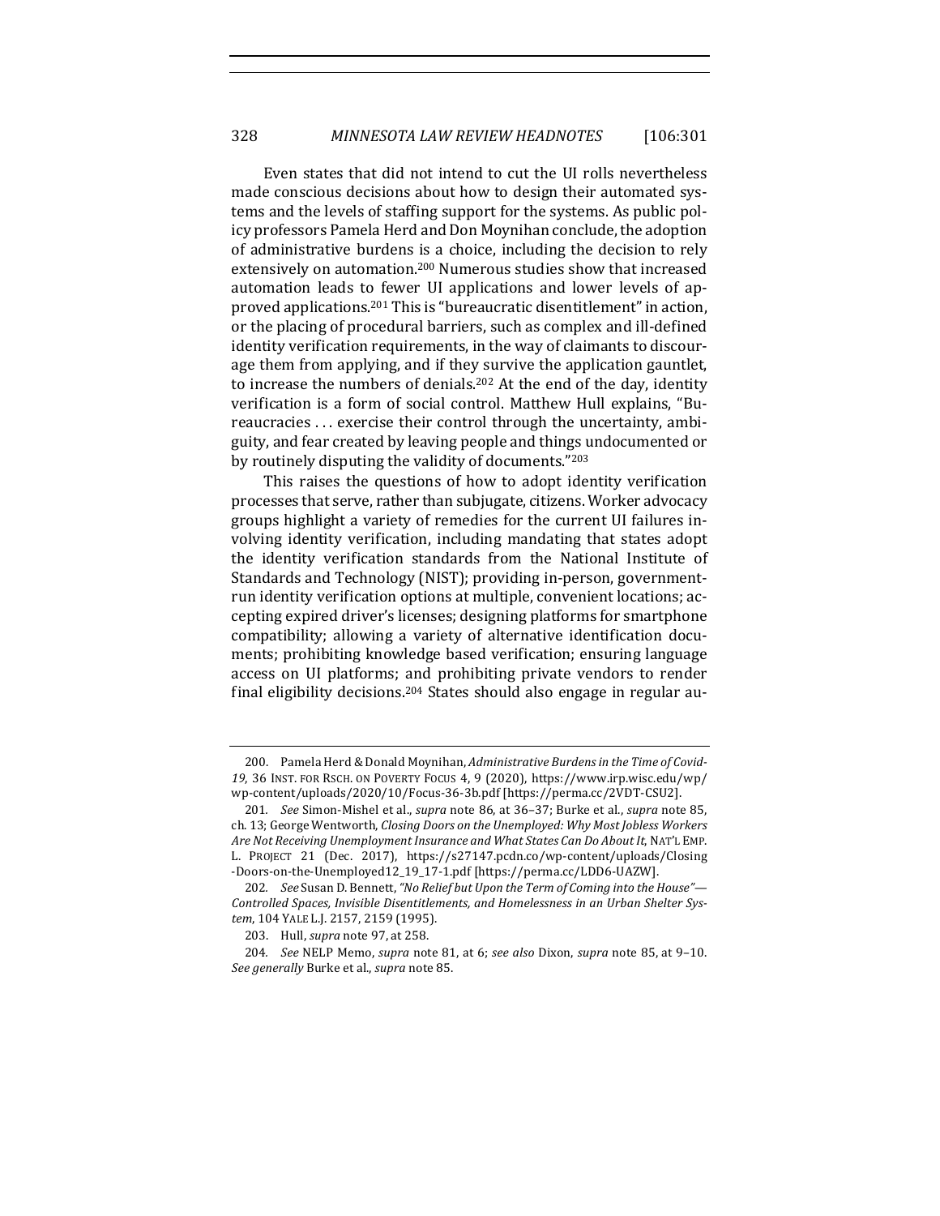Even states that did not intend to cut the UI rolls nevertheless made conscious decisions about how to design their automated systems and the levels of staffing support for the systems. As public policy professors Pamela Herd and Don Moynihan conclude, the adoption of administrative burdens is a choice, including the decision to rely extensively on automation.[200] Numerous studies show that increased automation leads to fewer UI applications and lower levels of approved applications.[201] This is "bureaucratic disentitlement" in action, or the placing of procedural barriers, such as complex and ill-defined identity verification requirements, in the way of claimants to discourage them from applying, and if they survive the application gauntlet, to increase the numbers of denials.[202] At the end of the day, identity verification is a form of social control. Matthew Hull explains, "Bureaucracies . . . exercise their control through the uncertainty, ambiguity, and fear created by leaving people and things undocumented or by routinely disputing the validity of documents."[203]

This raises the questions of how to adopt identity verification processes that serve, rather than subjugate, citizens. Worker advocacy groups highlight a variety of remedies for the current UI failures involving identity verification, including mandating that states adopt the identity verification standards from the National Institute of Standards and Technology (NIST); providing in-person, government-run identity verification options at multiple, convenient locations; accepting expired driver's licenses; designing platforms for smartphone compatibility; allowing a variety of alternative identification documents; prohibiting knowledge based verification; ensuring language access on UI platforms; and prohibiting private vendors to render final eligibility decisions.[204] States should also engage in regular au-

---

200. Pamela Herd & Donald Moynihan, *Administrative Burdens in the Time of Covid-19*, 36 INST. FOR RSCH. ON POVERTY FOCUS 4, 9 (2020), https://www.irp.wisc.edu/wp/wp-content/uploads/2020/10/Focus-36-3b.pdf [https://perma.cc/2VDT-CSU2].

201. *See* Simon-Mishel et al., *supra* note 86, at 36–37; Burke et al., *supra* note 85, ch. 13; George Wentworth, *Closing Doors on the Unemployed: Why Most Jobless Workers Are Not Receiving Unemployment Insurance and What States Can Do About It*, NAT'L EMP. L. PROJECT 21 (Dec. 2017), https://s27147.pcdn.co/wp-content/uploads/Closing-Doors-on-the-Unemployed12_19_17-1.pdf [https://perma.cc/LDD6-UAZW].

202. *See* Susan D. Bennett, *"No Relief but Upon the Term of Coming into the House"—Controlled Spaces, Invisible Disentitlements, and Homelessness in an Urban Shelter System*, 104 YALE L.J. 2157, 2159 (1995).

203. Hull, *supra* note 97, at 258.

204. *See* NELP Memo, *supra* note 81, at 6; *see also* Dixon, *supra* note 85, at 9–10. *See generally* Burke et al., *supra* note 85.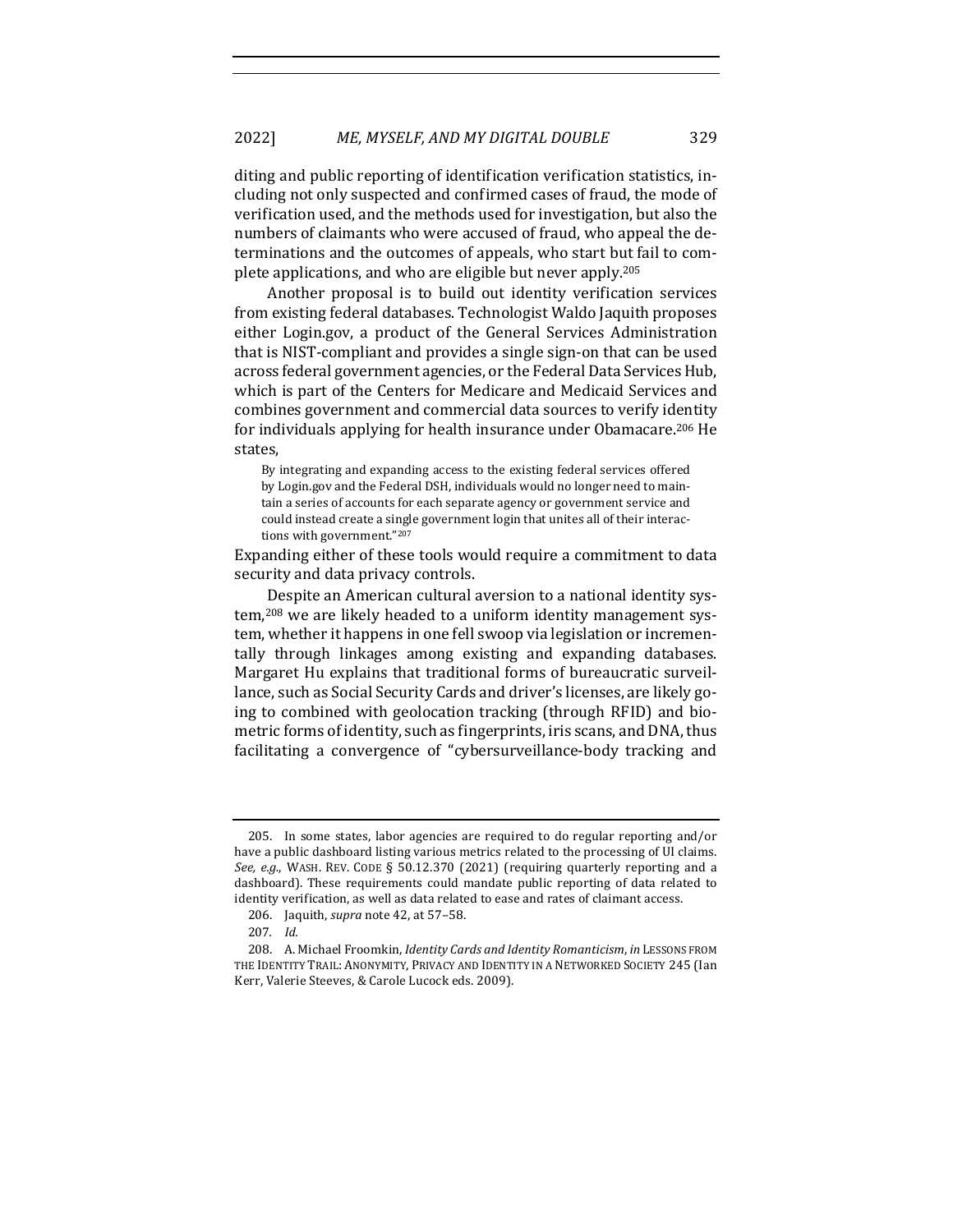diting and public reporting of identification verification statistics, including not only suspected and confirmed cases of fraud, the mode of verification used, and the methods used for investigation, but also the numbers of claimants who were accused of fraud, who appeal the determinations and the outcomes of appeals, who start but fail to complete applications, and who are eligible but never apply.[205]

Another proposal is to build out identity verification services from existing federal databases. Technologist Waldo Jaquith proposes either Login.gov, a product of the General Services Administration that is NIST-compliant and provides a single sign-on that can be used across federal government agencies, or the Federal Data Services Hub, which is part of the Centers for Medicare and Medicaid Services and combines government and commercial data sources to verify identity for individuals applying for health insurance under Obamacare.[206] He states,

> By integrating and expanding access to the existing federal services offered by Login.gov and the Federal DSH, individuals would no longer need to maintain a series of accounts for each separate agency or government service and could instead create a single government login that unites all of their interactions with government."[207]

Expanding either of these tools would require a commitment to data security and data privacy controls.

Despite an American cultural aversion to a national identity system,[208] we are likely headed to a uniform identity management system, whether it happens in one fell swoop via legislation or incrementally through linkages among existing and expanding databases. Margaret Hu explains that traditional forms of bureaucratic surveillance, such as Social Security Cards and driver's licenses, are likely going to combined with geolocation tracking (through RFID) and biometric forms of identity, such as fingerprints, iris scans, and DNA, thus facilitating a convergence of "cybersurveillance-body tracking and

---

205. In some states, labor agencies are required to do regular reporting and/or have a public dashboard listing various metrics related to the processing of UI claims. *See, e.g.*, WASH. REV. CODE § 50.12.370 (2021) (requiring quarterly reporting and a dashboard). These requirements could mandate public reporting of data related to identity verification, as well as data related to ease and rates of claimant access.

206. Jaquith, *supra* note 42, at 57–58.

207. *Id.*

208. A. Michael Froomkin, *Identity Cards and Identity Romanticism*, *in* LESSONS FROM THE IDENTITY TRAIL: ANONYMITY, PRIVACY AND IDENTITY IN A NETWORKED SOCIETY 245 (Ian Kerr, Valerie Steeves, & Carole Lucock eds. 2009).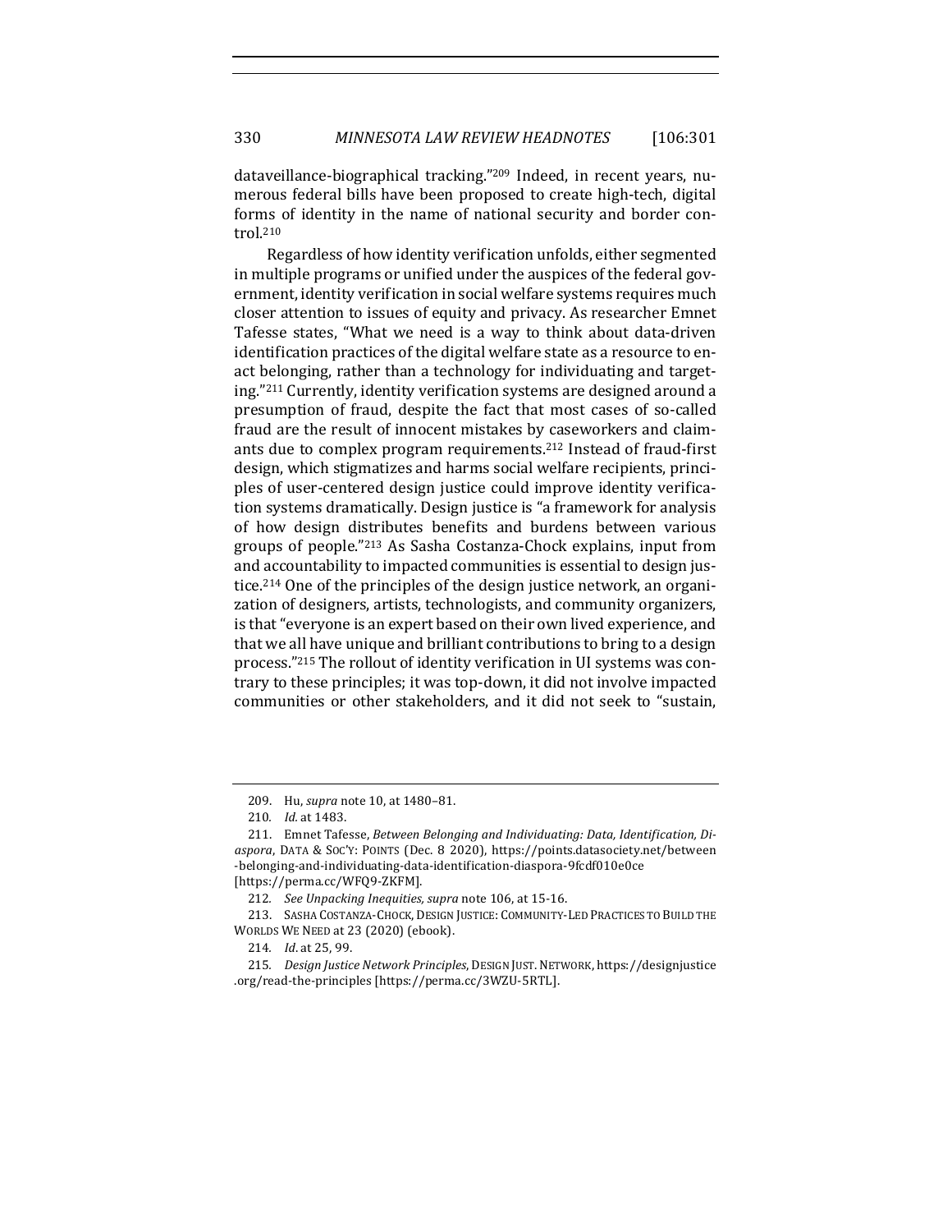dataveillance-biographical tracking."[209] Indeed, in recent years, numerous federal bills have been proposed to create high-tech, digital forms of identity in the name of national security and border control.[210]

Regardless of how identity verification unfolds, either segmented in multiple programs or unified under the auspices of the federal government, identity verification in social welfare systems requires much closer attention to issues of equity and privacy. As researcher Emnet Tafesse states, "What we need is a way to think about data-driven identification practices of the digital welfare state as a resource to enact belonging, rather than a technology for individuating and targeting."[211] Currently, identity verification systems are designed around a presumption of fraud, despite the fact that most cases of so-called fraud are the result of innocent mistakes by caseworkers and claimants due to complex program requirements.[212] Instead of fraud-first design, which stigmatizes and harms social welfare recipients, principles of user-centered design justice could improve identity verification systems dramatically. Design justice is "a framework for analysis of how design distributes benefits and burdens between various groups of people."[213] As Sasha Costanza-Chock explains, input from and accountability to impacted communities is essential to design justice.[214] One of the principles of the design justice network, an organization of designers, artists, technologists, and community organizers, is that "everyone is an expert based on their own lived experience, and that we all have unique and brilliant contributions to bring to a design process."[215] The rollout of identity verification in UI systems was contrary to these principles; it was top-down, it did not involve impacted communities or other stakeholders, and it did not seek to "sustain,

---

209. Hu, *supra* note 10, at 1480–81.

210. *Id.* at 1483.

211. Emnet Tafesse, *Between Belonging and Individuating: Data, Identification, Diaspora*, DATA & SOC'Y: POINTS (Dec. 8 2020), https://points.datasociety.net/between-belonging-and-individuating-data-identification-diaspora-9fcdf010e0ce [https://perma.cc/WFQ9-ZKFM].

212. *See Unpacking Inequities, supra* note 106, at 15-16.

213. SASHA COSTANZA-CHOCK, DESIGN JUSTICE: COMMUNITY-LED PRACTICES TO BUILD THE WORLDS WE NEED at 23 (2020) (ebook).

214. *Id.* at 25, 99.

215. *Design Justice Network Principles*, DESIGN JUST. NETWORK, https://designjustice.org/read-the-principles [https://perma.cc/3WZU-5RTL].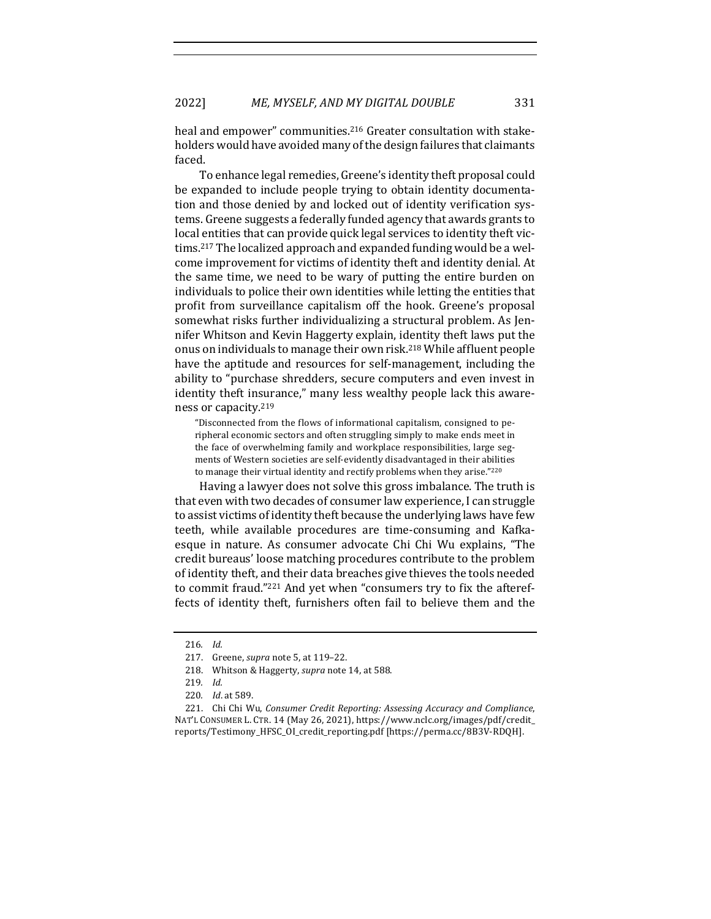heal and empower" communities.[216] Greater consultation with stakeholders would have avoided many of the design failures that claimants faced.

To enhance legal remedies, Greene's identity theft proposal could be expanded to include people trying to obtain identity documentation and those denied by and locked out of identity verification systems. Greene suggests a federally funded agency that awards grants to local entities that can provide quick legal services to identity theft victims.[217] The localized approach and expanded funding would be a welcome improvement for victims of identity theft and identity denial. At the same time, we need to be wary of putting the entire burden on individuals to police their own identities while letting the entities that profit from surveillance capitalism off the hook. Greene's proposal somewhat risks further individualizing a structural problem. As Jennifer Whitson and Kevin Haggerty explain, identity theft laws put the onus on individuals to manage their own risk.[218] While affluent people have the aptitude and resources for self-management, including the ability to "purchase shredders, secure computers and even invest in identity theft insurance," many less wealthy people lack this awareness or capacity.[219]

> "Disconnected from the flows of informational capitalism, consigned to peripheral economic sectors and often struggling simply to make ends meet in the face of overwhelming family and workplace responsibilities, large segments of Western societies are self-evidently disadvantaged in their abilities to manage their virtual identity and rectify problems when they arise."[220]

Having a lawyer does not solve this gross imbalance. The truth is that even with two decades of consumer law experience, I can struggle to assist victims of identity theft because the underlying laws have few teeth, while available procedures are time-consuming and Kafkaesque in nature. As consumer advocate Chi Chi Wu explains, "The credit bureaus' loose matching procedures contribute to the problem of identity theft, and their data breaches give thieves the tools needed to commit fraud."[221] And yet when "consumers try to fix the aftereffects of identity theft, furnishers often fail to believe them and the

---

216. *Id.*

217. Greene, *supra* note 5, at 119–22.

218. Whitson & Haggerty, *supra* note 14, at 588.

219. *Id.*

220. *Id.* at 589.

221. Chi Chi Wu, *Consumer Credit Reporting: Assessing Accuracy and Compliance*, NAT'L CONSUMER L. CTR. 14 (May 26, 2021), https://www.nclc.org/images/pdf/credit_reports/Testimony_HFSC_OI_credit_reporting.pdf [https://perma.cc/8B3V-RDQH].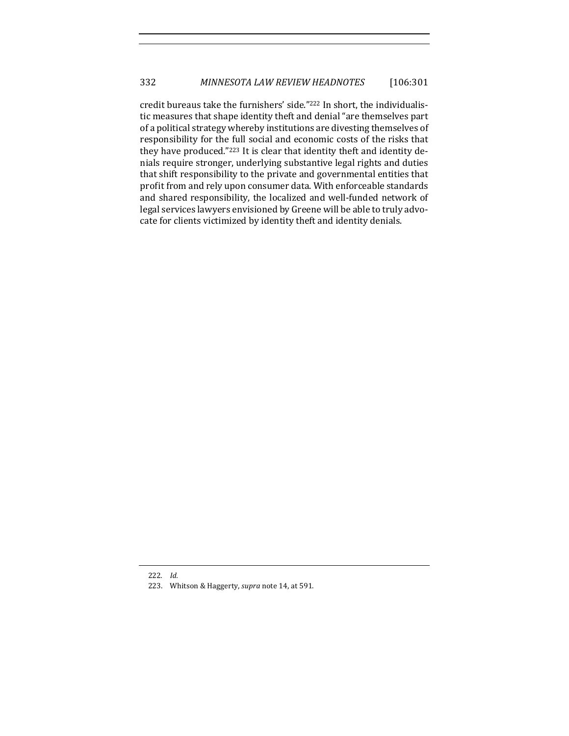credit bureaus take the furnishers' side."[222] In short, the individualistic measures that shape identity theft and denial "are themselves part of a political strategy whereby institutions are divesting themselves of responsibility for the full social and economic costs of the risks that they have produced."[223] It is clear that identity theft and identity denials require stronger, underlying substantive legal rights and duties that shift responsibility to the private and governmental entities that profit from and rely upon consumer data. With enforceable standards and shared responsibility, the localized and well-funded network of legal services lawyers envisioned by Greene will be able to truly advocate for clients victimized by identity theft and identity denials.

---

222. *Id.*

223. Whitson & Haggerty, *supra* note 14, at 591.